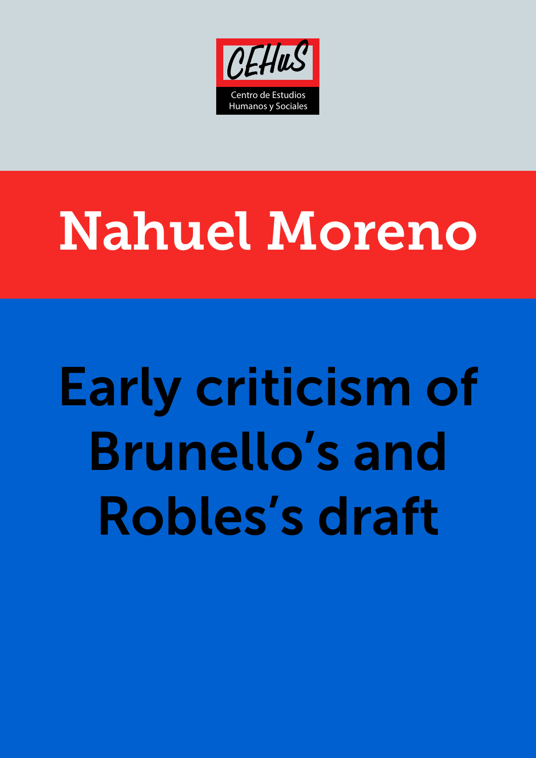CEHuS

Centro de Estudios Humanos y Sociales

# Nahuel Moreno

# Early criticism of Brunello's and Robles's draft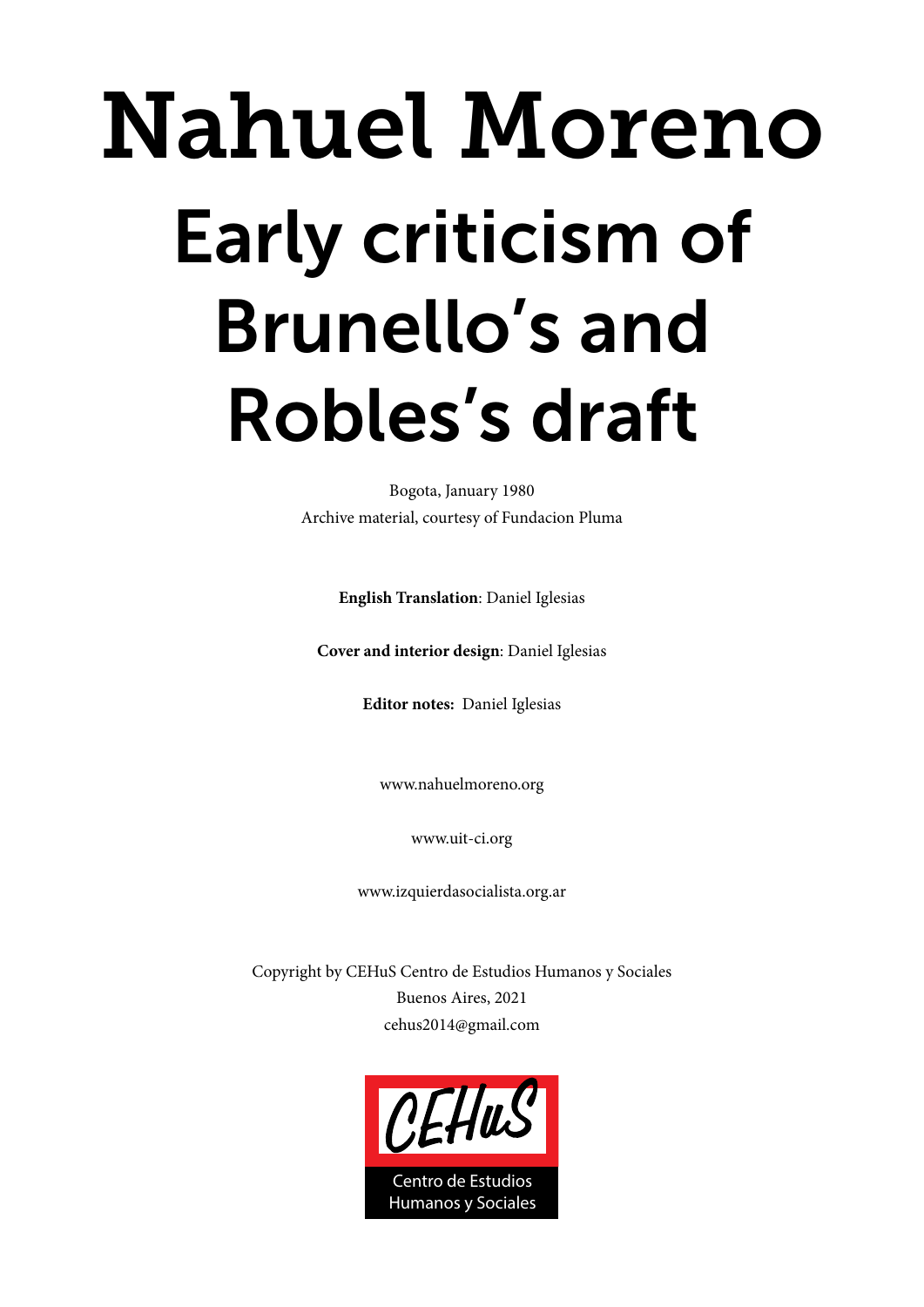# Nahuel Moreno

# Early criticism of Brunello's and Robles's draft

Bogota, January 1980

Archive material, courtesy of Fundacion Pluma

**English Translation**: Daniel Iglesias

**Cover and interior design**: Daniel Iglesias

**Editor notes:** Daniel Iglesias

www.nahuelmoreno.org

www.uit-ci.org

www.izquierdasocialista.org.ar

Copyright by CEHuS Centro de Estudios Humanos y Sociales

Buenos Aires, 2021

cehus2014@gmail.com

CEHuS

Centro de Estudios Humanos y Sociales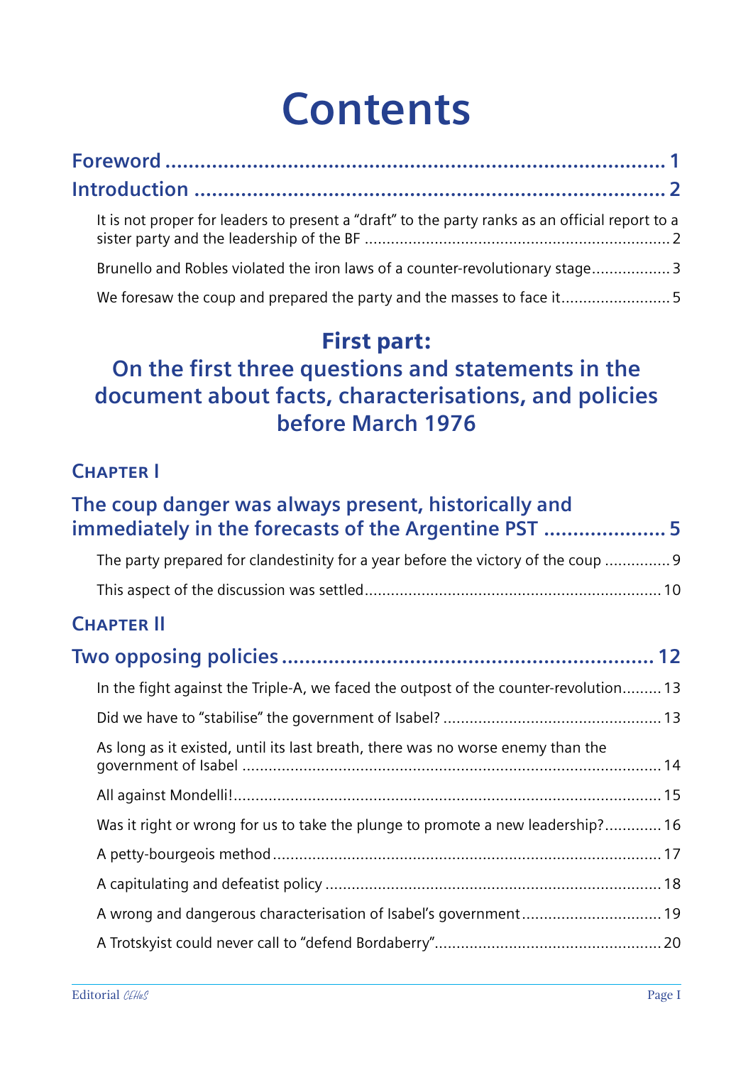# Contents

**Foreword** ..................................................................................... 1

**Introduction** ................................................................................ 2

It is not proper for leaders to present a "draft" to the party ranks as an official report to a sister party and the leadership of the BF ........................................................................ 2

Brunello and Robles violated the iron laws of a counter-revolutionary stage.................. 3

We foresaw the coup and prepared the party and the masses to face it......................... 5

## First part: On the first three questions and statements in the document about facts, characterisations, and policies before March 1976

### Chapter I

### The coup danger was always present, historically and immediately in the forecasts of the Argentine PST ..................... 5

The party prepared for clandestinity for a year before the victory of the coup ............... 9

This aspect of the discussion was settled.................................................................. 10

### Chapter II

### Two opposing policies ............................................................. 12

In the fight against the Triple-A, we faced the outpost of the counter-revolution......... 13

Did we have to "stabilise" the government of Isabel? ................................................. 13

As long as it existed, until its last breath, there was no worse enemy than the government of Isabel ................................................................................................ 14

All against Mondelli!................................................................................................ 15

Was it right or wrong for us to take the plunge to promote a new leadership?............. 16

A petty-bourgeois method ......................................................................................... 17

A capitulating and defeatist policy ............................................................................ 18

A wrong and dangerous characterisation of Isabel's government ................................ 19

A Trotskyist could never call to "defend Bordaberry".................................................... 20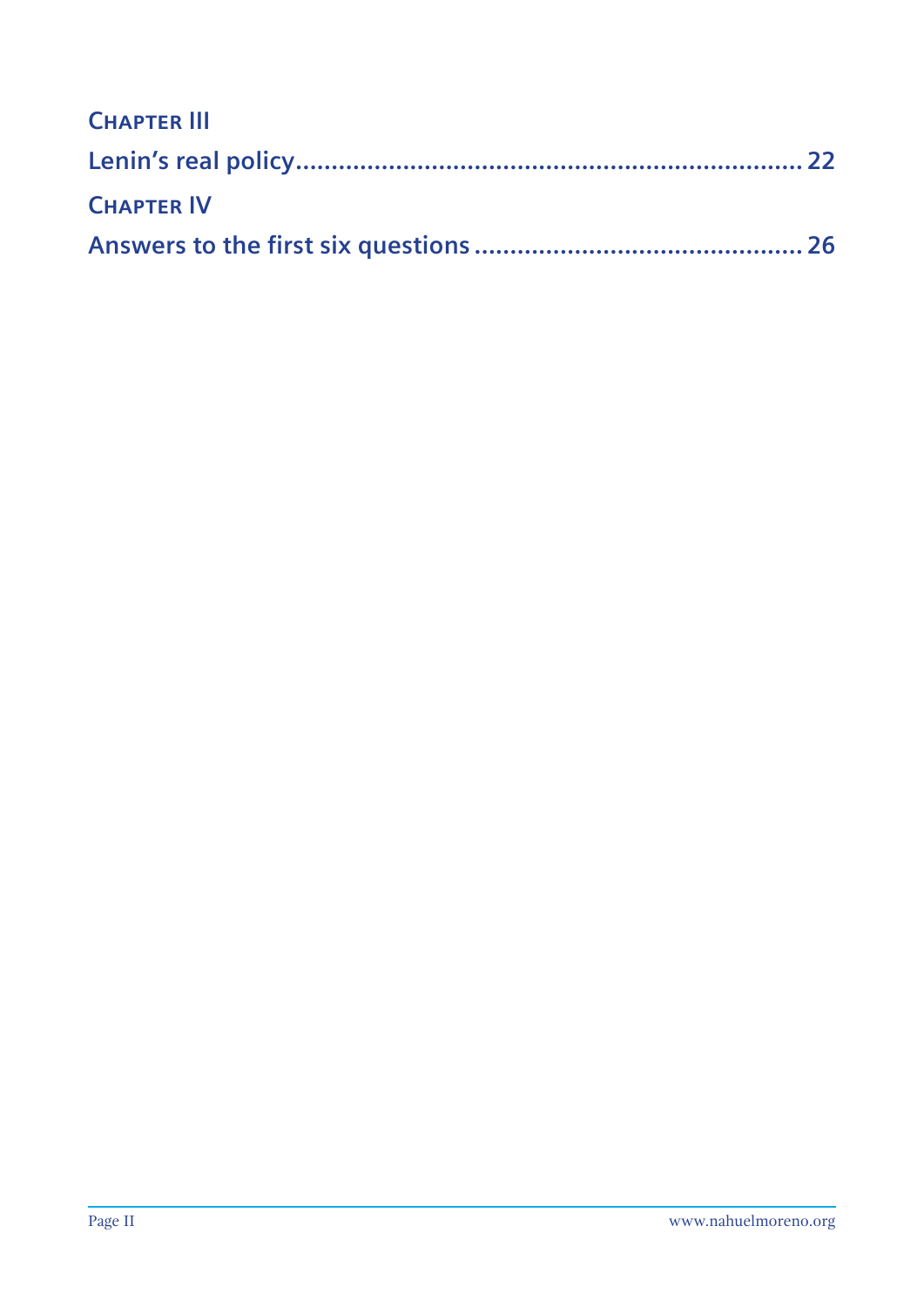**Chapter III**

**Lenin's real policy ........................................................................ 22**

**Chapter IV**

**Answers to the first six questions .............................................. 26**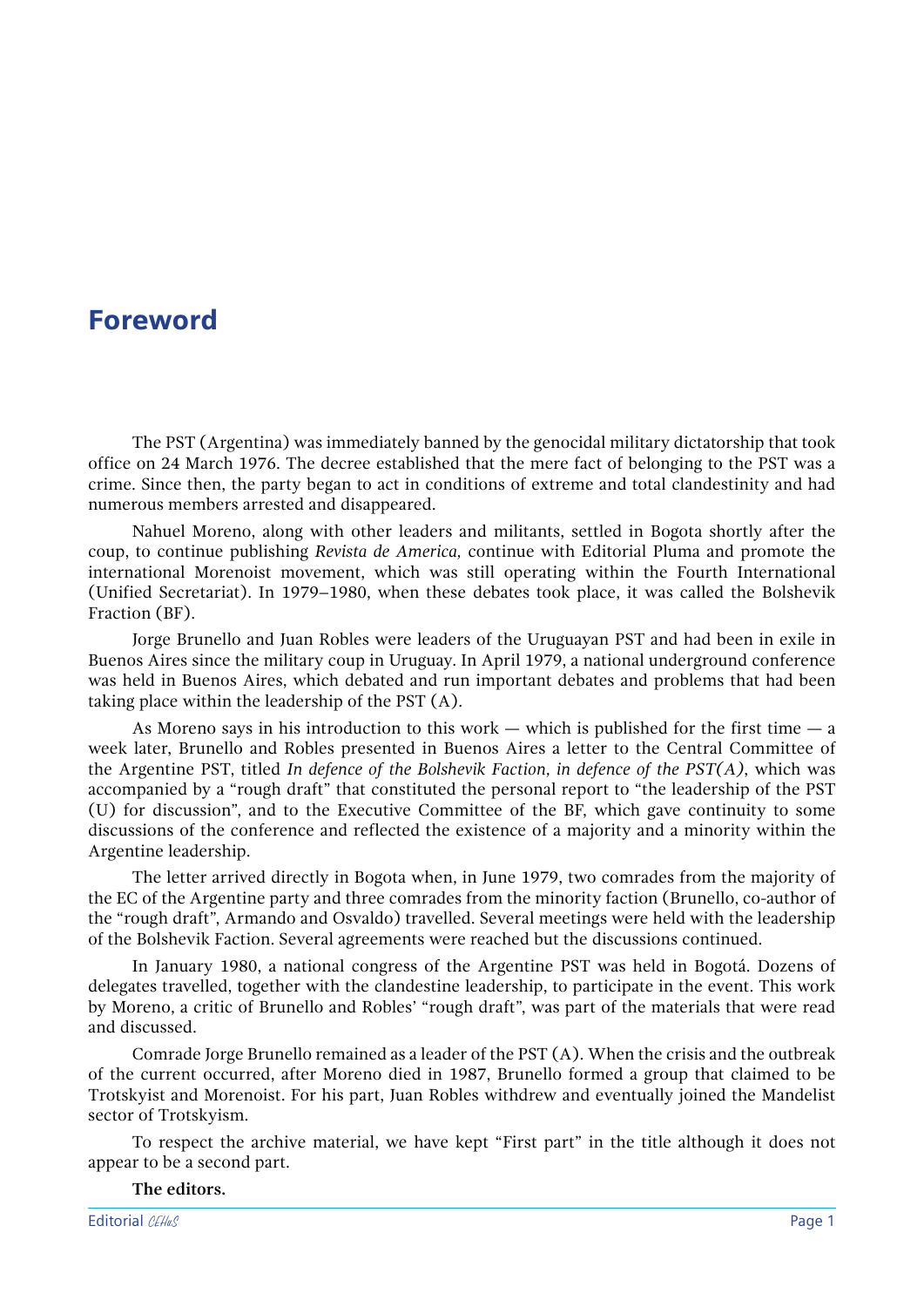# Foreword

The PST (Argentina) was immediately banned by the genocidal military dictatorship that took office on 24 March 1976. The decree established that the mere fact of belonging to the PST was a crime. Since then, the party began to act in conditions of extreme and total clandestinity and had numerous members arrested and disappeared.

Nahuel Moreno, along with other leaders and militants, settled in Bogota shortly after the coup, to continue publishing *Revista de America,* continue with Editorial Pluma and promote the international Morenoist movement, which was still operating within the Fourth International (Unified Secretariat). In 1979–1980, when these debates took place, it was called the Bolshevik Fraction (BF).

Jorge Brunello and Juan Robles were leaders of the Uruguayan PST and had been in exile in Buenos Aires since the military coup in Uruguay. In April 1979, a national underground conference was held in Buenos Aires, which debated and run important debates and problems that had been taking place within the leadership of the PST (A).

As Moreno says in his introduction to this work — which is published for the first time — a week later, Brunello and Robles presented in Buenos Aires a letter to the Central Committee of the Argentine PST, titled *In defence of the Bolshevik Faction, in defence of the PST(A)*, which was accompanied by a "rough draft" that constituted the personal report to "the leadership of the PST (U) for discussion", and to the Executive Committee of the BF, which gave continuity to some discussions of the conference and reflected the existence of a majority and a minority within the Argentine leadership.

The letter arrived directly in Bogota when, in June 1979, two comrades from the majority of the EC of the Argentine party and three comrades from the minority faction (Brunello, co-author of the "rough draft", Armando and Osvaldo) travelled. Several meetings were held with the leadership of the Bolshevik Faction. Several agreements were reached but the discussions continued.

In January 1980, a national congress of the Argentine PST was held in Bogotá. Dozens of delegates travelled, together with the clandestine leadership, to participate in the event. This work by Moreno, a critic of Brunello and Robles' "rough draft", was part of the materials that were read and discussed.

Comrade Jorge Brunello remained as a leader of the PST (A). When the crisis and the outbreak of the current occurred, after Moreno died in 1987, Brunello formed a group that claimed to be Trotskyist and Morenoist. For his part, Juan Robles withdrew and eventually joined the Mandelist sector of Trotskyism.

To respect the archive material, we have kept "First part" in the title although it does not appear to be a second part.

**The editors.**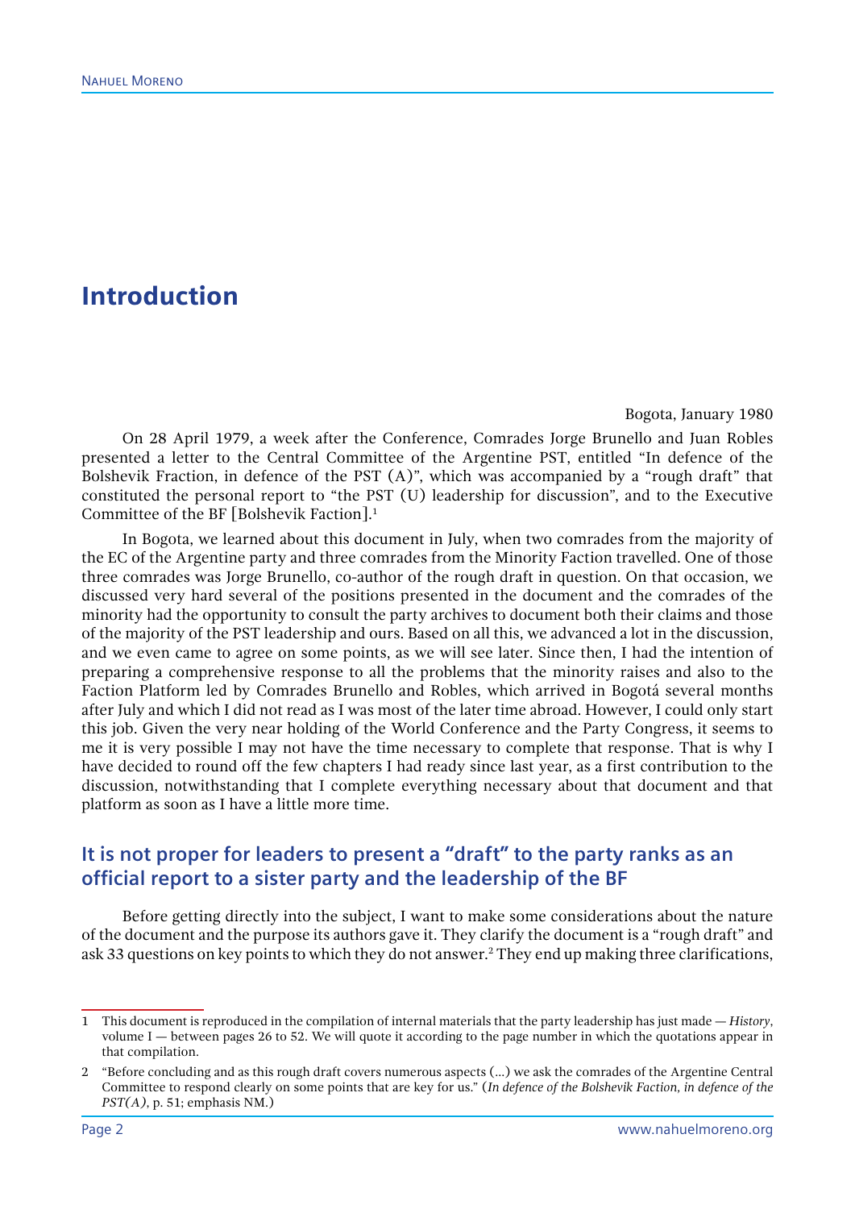# Introduction

Bogota, January 1980

On 28 April 1979, a week after the Conference, Comrades Jorge Brunello and Juan Robles presented a letter to the Central Committee of the Argentine PST, entitled "In defence of the Bolshevik Fraction, in defence of the PST (A)", which was accompanied by a "rough draft" that constituted the personal report to "the PST (U) leadership for discussion", and to the Executive Committee of the BF [Bolshevik Faction].[1]

In Bogota, we learned about this document in July, when two comrades from the majority of the EC of the Argentine party and three comrades from the Minority Faction travelled. One of those three comrades was Jorge Brunello, co-author of the rough draft in question. On that occasion, we discussed very hard several of the positions presented in the document and the comrades of the minority had the opportunity to consult the party archives to document both their claims and those of the majority of the PST leadership and ours. Based on all this, we advanced a lot in the discussion, and we even came to agree on some points, as we will see later. Since then, I had the intention of preparing a comprehensive response to all the problems that the minority raises and also to the Faction Platform led by Comrades Brunello and Robles, which arrived in Bogotá several months after July and which I did not read as I was most of the later time abroad. However, I could only start this job. Given the very near holding of the World Conference and the Party Congress, it seems to me it is very possible I may not have the time necessary to complete that response. That is why I have decided to round off the few chapters I had ready since last year, as a first contribution to the discussion, notwithstanding that I complete everything necessary about that document and that platform as soon as I have a little more time.

## It is not proper for leaders to present a "draft" to the party ranks as an official report to a sister party and the leadership of the BF

Before getting directly into the subject, I want to make some considerations about the nature of the document and the purpose its authors gave it. They clarify the document is a "rough draft" and ask 33 questions on key points to which they do not answer.[2] They end up making three clarifications,

---

1 This document is reproduced in the compilation of internal materials that the party leadership has just made — *History*, volume I — between pages 26 to 52. We will quote it according to the page number in which the quotations appear in that compilation.

2 "Before concluding and as this rough draft covers numerous aspects (...) we ask the comrades of the Argentine Central Committee to respond clearly on some points that are key for us." (*In defence of the Bolshevik Faction, in defence of the PST(A)*, p. 51; emphasis NM.)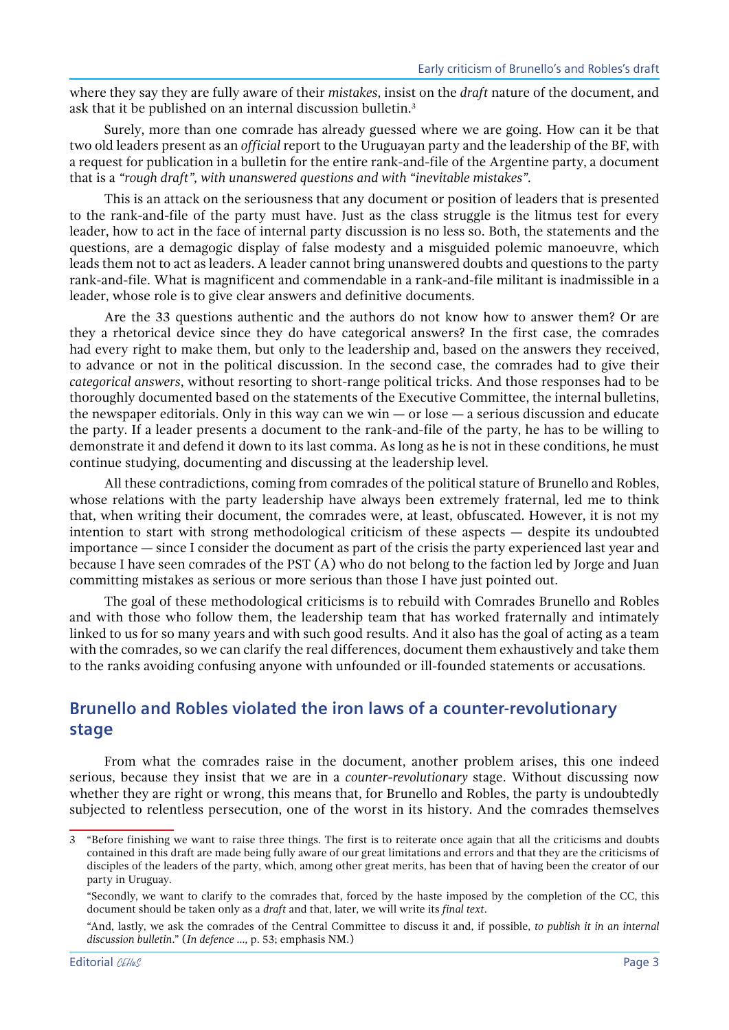where they say they are fully aware of their *mistakes*, insist on the *draft* nature of the document, and ask that it be published on an internal discussion bulletin.[3]

Surely, more than one comrade has already guessed where we are going. How can it be that two old leaders present as an *official* report to the Uruguayan party and the leadership of the BF, with a request for publication in a bulletin for the entire rank-and-file of the Argentine party, a document that is a *"rough draft", with unanswered questions and with "inevitable mistakes".*

This is an attack on the seriousness that any document or position of leaders that is presented to the rank-and-file of the party must have. Just as the class struggle is the litmus test for every leader, how to act in the face of internal party discussion is no less so. Both, the statements and the questions, are a demagogic display of false modesty and a misguided polemic manoeuvre, which leads them not to act as leaders. A leader cannot bring unanswered doubts and questions to the party rank-and-file. What is magnificent and commendable in a rank-and-file militant is inadmissible in a leader, whose role is to give clear answers and definitive documents.

Are the 33 questions authentic and the authors do not know how to answer them? Or are they a rhetorical device since they do have categorical answers? In the first case, the comrades had every right to make them, but only to the leadership and, based on the answers they received, to advance or not in the political discussion. In the second case, the comrades had to give their *categorical answers*, without resorting to short-range political tricks. And those responses had to be thoroughly documented based on the statements of the Executive Committee, the internal bulletins, the newspaper editorials. Only in this way can we win — or lose — a serious discussion and educate the party. If a leader presents a document to the rank-and-file of the party, he has to be willing to demonstrate it and defend it down to its last comma. As long as he is not in these conditions, he must continue studying, documenting and discussing at the leadership level.

All these contradictions, coming from comrades of the political stature of Brunello and Robles, whose relations with the party leadership have always been extremely fraternal, led me to think that, when writing their document, the comrades were, at least, obfuscated. However, it is not my intention to start with strong methodological criticism of these aspects — despite its undoubted importance — since I consider the document as part of the crisis the party experienced last year and because I have seen comrades of the PST (A) who do not belong to the faction led by Jorge and Juan committing mistakes as serious or more serious than those I have just pointed out.

The goal of these methodological criticisms is to rebuild with Comrades Brunello and Robles and with those who follow them, the leadership team that has worked fraternally and intimately linked to us for so many years and with such good results. And it also has the goal of acting as a team with the comrades, so we can clarify the real differences, document them exhaustively and take them to the ranks avoiding confusing anyone with unfounded or ill-founded statements or accusations.

## Brunello and Robles violated the iron laws of a counter-revolutionary stage

From what the comrades raise in the document, another problem arises, this one indeed serious, because they insist that we are in a *counter-revolutionary* stage. Without discussing now whether they are right or wrong, this means that, for Brunello and Robles, the party is undoubtedly subjected to relentless persecution, one of the worst in its history. And the comrades themselves

---

[3] "Before finishing we want to raise three things. The first is to reiterate once again that all the criticisms and doubts contained in this draft are made being fully aware of our great limitations and errors and that they are the criticisms of disciples of the leaders of the party, which, among other great merits, has been that of having been the creator of our party in Uruguay.

"Secondly, we want to clarify to the comrades that, forced by the haste imposed by the completion of the CC, this document should be taken only as a *draft* and that, later, we will write its *final text*.

"And, lastly, we ask the comrades of the Central Committee to discuss it and, if possible, *to publish it in an internal discussion bulletin*." (*In defence ...*, p. 53; emphasis NM.)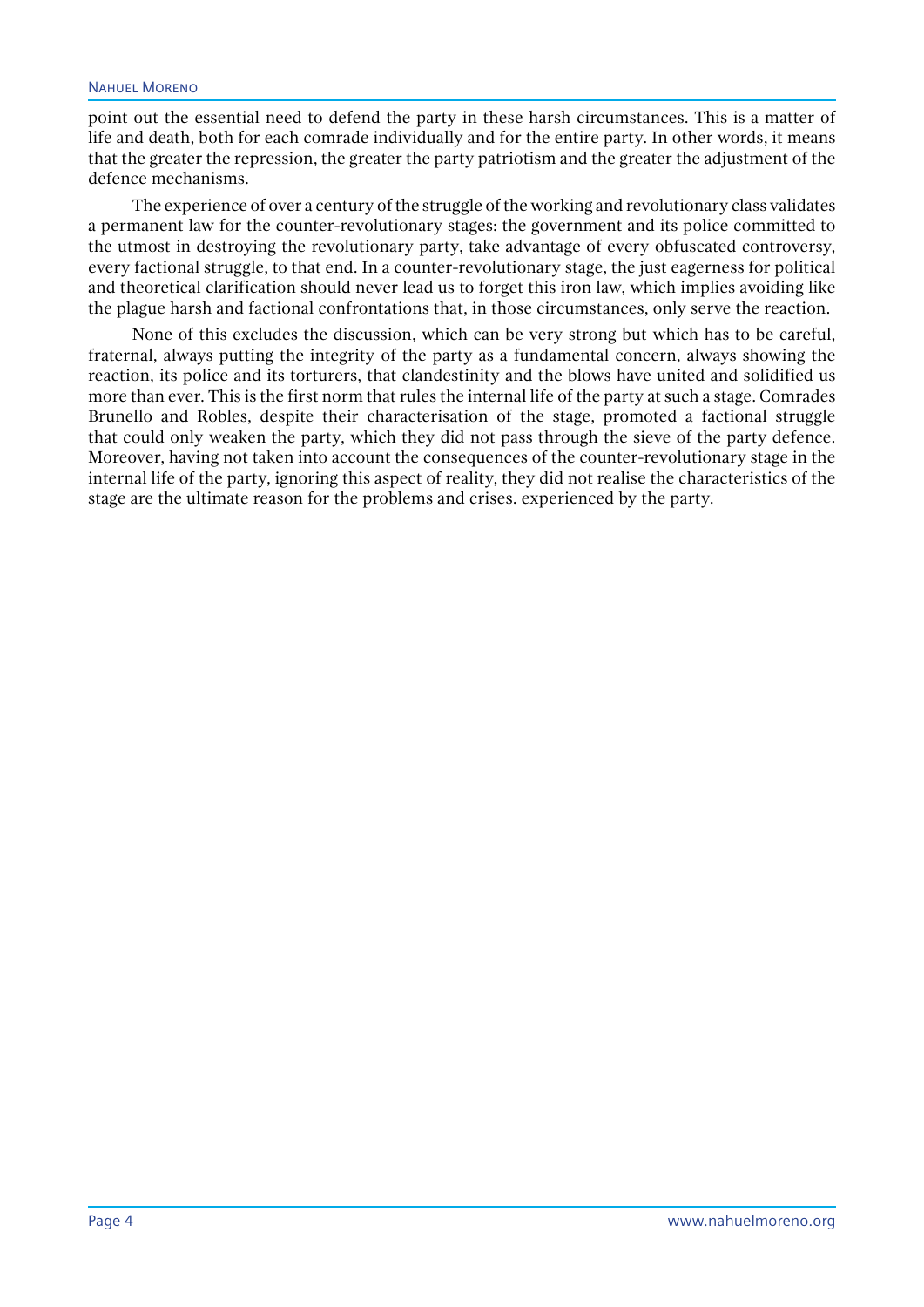point out the essential need to defend the party in these harsh circumstances. This is a matter of life and death, both for each comrade individually and for the entire party. In other words, it means that the greater the repression, the greater the party patriotism and the greater the adjustment of the defence mechanisms.

The experience of over a century of the struggle of the working and revolutionary class validates a permanent law for the counter-revolutionary stages: the government and its police committed to the utmost in destroying the revolutionary party, take advantage of every obfuscated controversy, every factional struggle, to that end. In a counter-revolutionary stage, the just eagerness for political and theoretical clarification should never lead us to forget this iron law, which implies avoiding like the plague harsh and factional confrontations that, in those circumstances, only serve the reaction.

None of this excludes the discussion, which can be very strong but which has to be careful, fraternal, always putting the integrity of the party as a fundamental concern, always showing the reaction, its police and its torturers, that clandestinity and the blows have united and solidified us more than ever. This is the first norm that rules the internal life of the party at such a stage. Comrades Brunello and Robles, despite their characterisation of the stage, promoted a factional struggle that could only weaken the party, which they did not pass through the sieve of the party defence. Moreover, having not taken into account the consequences of the counter-revolutionary stage in the internal life of the party, ignoring this aspect of reality, they did not realise the characteristics of the stage are the ultimate reason for the problems and crises. experienced by the party.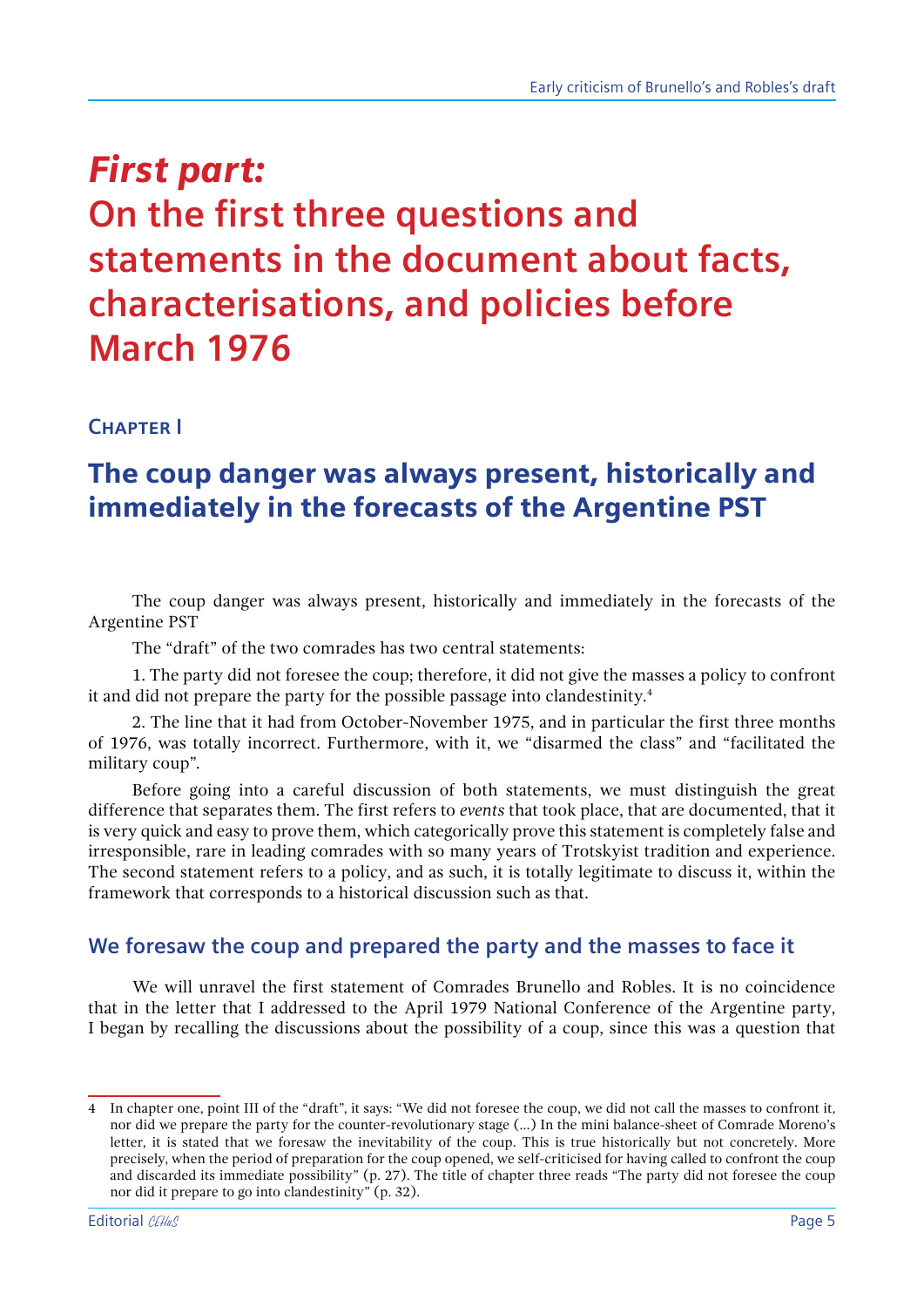# *First part:* On the first three questions and statements in the document about facts, characterisations, and policies before March 1976

## Chapter I

## The coup danger was always present, historically and immediately in the forecasts of the Argentine PST

The coup danger was always present, historically and immediately in the forecasts of the Argentine PST

The "draft" of the two comrades has two central statements:

1. The party did not foresee the coup; therefore, it did not give the masses a policy to confront it and did not prepare the party for the possible passage into clandestinity.[4]

2. The line that it had from October-November 1975, and in particular the first three months of 1976, was totally incorrect. Furthermore, with it, we "disarmed the class" and "facilitated the military coup".

Before going into a careful discussion of both statements, we must distinguish the great difference that separates them. The first refers to *events* that took place, that are documented, that it is very quick and easy to prove them, which categorically prove this statement is completely false and irresponsible, rare in leading comrades with so many years of Trotskyist tradition and experience. The second statement refers to a policy, and as such, it is totally legitimate to discuss it, within the framework that corresponds to a historical discussion such as that.

### We foresaw the coup and prepared the party and the masses to face it

We will unravel the first statement of Comrades Brunello and Robles. It is no coincidence that in the letter that I addressed to the April 1979 National Conference of the Argentine party, I began by recalling the discussions about the possibility of a coup, since this was a question that

---

4 In chapter one, point III of the "draft", it says: "We did not foresee the coup, we did not call the masses to confront it, nor did we prepare the party for the counter-revolutionary stage (...) In the mini balance-sheet of Comrade Moreno's letter, it is stated that we foresaw the inevitability of the coup. This is true historically but not concretely. More precisely, when the period of preparation for the coup opened, we self-criticised for having called to confront the coup and discarded its immediate possibility" (p. 27). The title of chapter three reads "The party did not foresee the coup nor did it prepare to go into clandestinity" (p. 32).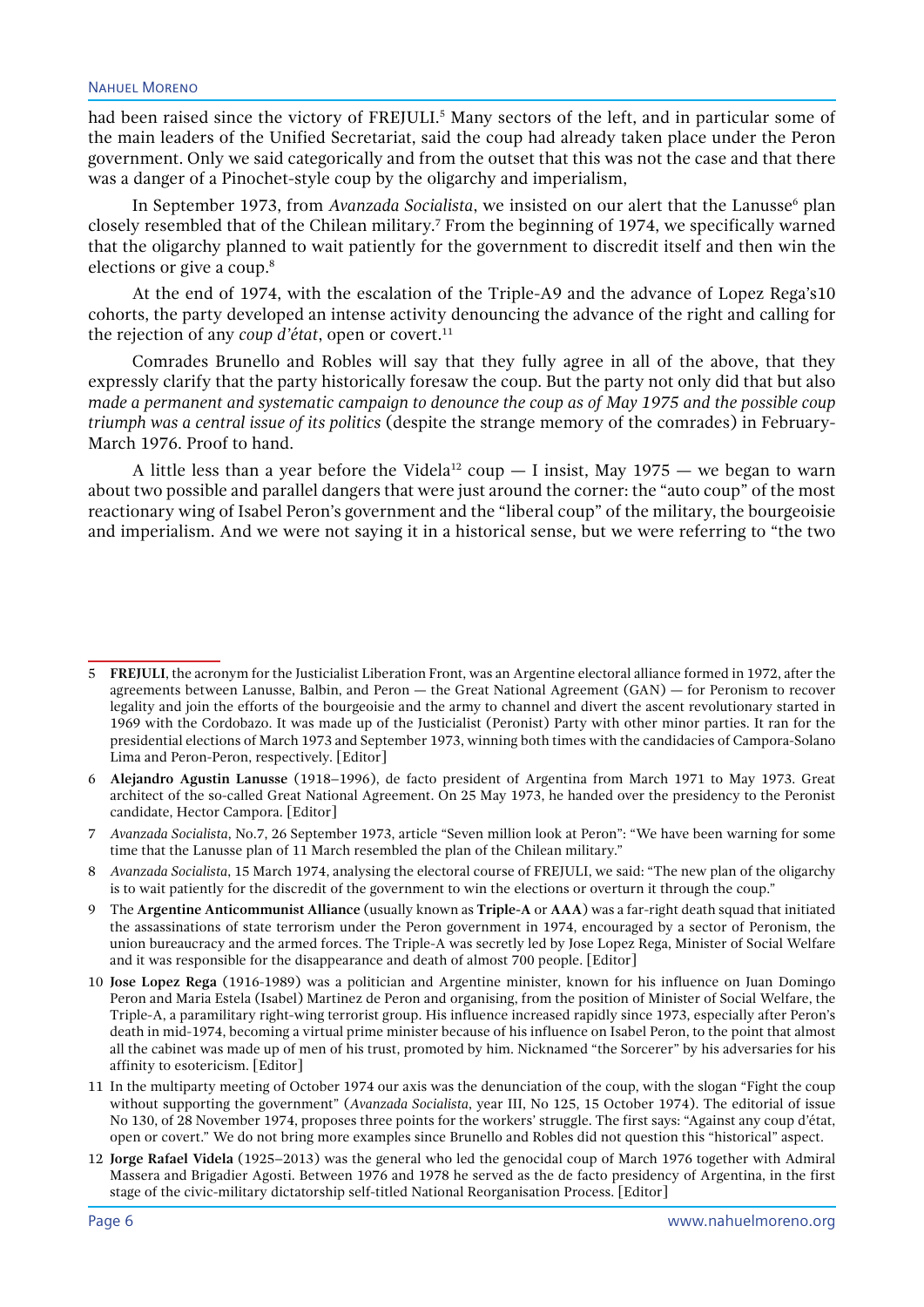had been raised since the victory of FREJULI.[5] Many sectors of the left, and in particular some of the main leaders of the Unified Secretariat, said the coup had already taken place under the Peron government. Only we said categorically and from the outset that this was not the case and that there was a danger of a Pinochet-style coup by the oligarchy and imperialism,

In September 1973, from *Avanzada Socialista*, we insisted on our alert that the Lanusse[6] plan closely resembled that of the Chilean military.[7] From the beginning of 1974, we specifically warned that the oligarchy planned to wait patiently for the government to discredit itself and then win the elections or give a coup.[8]

At the end of 1974, with the escalation of the Triple-A9 and the advance of Lopez Rega's10 cohorts, the party developed an intense activity denouncing the advance of the right and calling for the rejection of any *coup d'état*, open or covert.[11]

Comrades Brunello and Robles will say that they fully agree in all of the above, that they expressly clarify that the party historically foresaw the coup. But the party not only did that but also *made a permanent and systematic campaign to denounce the coup as of May 1975 and the possible coup triumph was a central issue of its politics* (despite the strange memory of the comrades) in February-March 1976. Proof to hand.

A little less than a year before the Videla[12] coup — I insist, May 1975 — we began to warn about two possible and parallel dangers that were just around the corner: the "auto coup" of the most reactionary wing of Isabel Peron's government and the "liberal coup" of the military, the bourgeoisie and imperialism. And we were not saying it in a historical sense, but we were referring to "the two

---

5 **FREJULI**, the acronym for the Justicialist Liberation Front, was an Argentine electoral alliance formed in 1972, after the agreements between Lanusse, Balbin, and Peron — the Great National Agreement (GAN) — for Peronism to recover legality and join the efforts of the bourgeoisie and the army to channel and divert the ascent revolutionary started in 1969 with the Cordobazo. It was made up of the Justicialist (Peronist) Party with other minor parties. It ran for the presidential elections of March 1973 and September 1973, winning both times with the candidacies of Campora-Solano Lima and Peron-Peron, respectively. [Editor]

6 **Alejandro Agustin Lanusse** (1918–1996), de facto president of Argentina from March 1971 to May 1973. Great architect of the so-called Great National Agreement. On 25 May 1973, he handed over the presidency to the Peronist candidate, Hector Campora. [Editor]

7 *Avanzada Socialista*, No.7, 26 September 1973, article "Seven million look at Peron": "We have been warning for some time that the Lanusse plan of 11 March resembled the plan of the Chilean military."

8 *Avanzada Socialista*, 15 March 1974, analysing the electoral course of FREJULI, we said: "The new plan of the oligarchy is to wait patiently for the discredit of the government to win the elections or overturn it through the coup."

9 The **Argentine Anticommunist Alliance** (usually known as **Triple-A** or **AAA**) was a far-right death squad that initiated the assassinations of state terrorism under the Peron government in 1974, encouraged by a sector of Peronism, the union bureaucracy and the armed forces. The Triple-A was secretly led by Jose Lopez Rega, Minister of Social Welfare and it was responsible for the disappearance and death of almost 700 people. [Editor]

10 **Jose Lopez Rega** (1916-1989) was a politician and Argentine minister, known for his influence on Juan Domingo Peron and Maria Estela (Isabel) Martinez de Peron and organising, from the position of Minister of Social Welfare, the Triple-A, a paramilitary right-wing terrorist group. His influence increased rapidly since 1973, especially after Peron's death in mid-1974, becoming a virtual prime minister because of his influence on Isabel Peron, to the point that almost all the cabinet was made up of men of his trust, promoted by him. Nicknamed "the Sorcerer" by his adversaries for his affinity to esotericism. [Editor]

11 In the multiparty meeting of October 1974 our axis was the denunciation of the coup, with the slogan "Fight the coup without supporting the government" (*Avanzada Socialista*, year III, No 125, 15 October 1974). The editorial of issue No 130, of 28 November 1974, proposes three points for the workers' struggle. The first says: "Against any coup d'état, open or covert." We do not bring more examples since Brunello and Robles did not question this "historical" aspect.

12 **Jorge Rafael Videla** (1925–2013) was the general who led the genocidal coup of March 1976 together with Admiral Massera and Brigadier Agosti. Between 1976 and 1978 he served as the de facto presidency of Argentina, in the first stage of the civic-military dictatorship self-titled National Reorganisation Process. [Editor]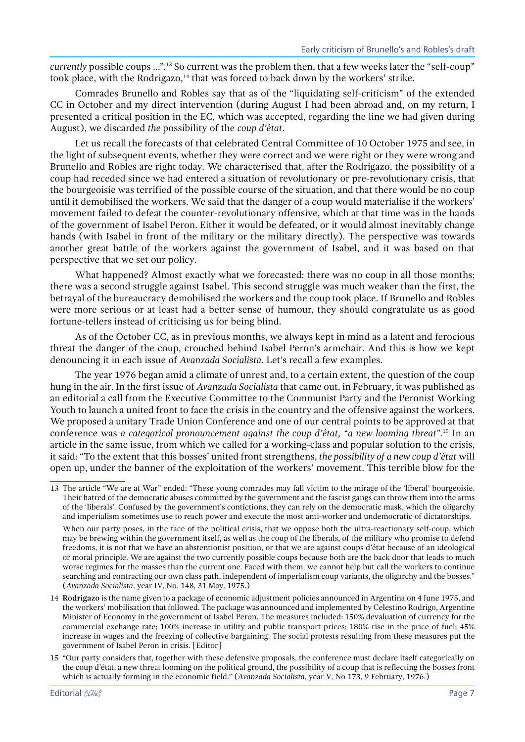*currently* possible coups ...".[13] So current was the problem then, that a few weeks later the "self-coup" took place, with the Rodrigazo,[14] that was forced to back down by the workers' strike.

Comrades Brunello and Robles say that as of the "liquidating self-criticism" of the extended CC in October and my direct intervention (during August I had been abroad and, on my return, I presented a critical position in the EC, which was accepted, regarding the line we had given during August), we discarded *the* possibility of the *coup d'état*.

Let us recall the forecasts of that celebrated Central Committee of 10 October 1975 and see, in the light of subsequent events, whether they were correct and we were right or they were wrong and Brunello and Robles are right today. We characterised that, after the Rodrigazo, the possibility of a coup had receded since we had entered a situation of revolutionary or pre-revolutionary crisis, that the bourgeoisie was terrified of the possible course of the situation, and that there would be no coup until it demobilised the workers. We said that the danger of a coup would materialise if the workers' movement failed to defeat the counter-revolutionary offensive, which at that time was in the hands of the government of Isabel Peron. Either it would be defeated, or it would almost inevitably change hands (with Isabel in front of the military or the military directly). The perspective was towards another great battle of the workers against the government of Isabel, and it was based on that perspective that we set our policy.

What happened? Almost exactly what we forecasted: there was no coup in all those months; there was a second struggle against Isabel. This second struggle was much weaker than the first, the betrayal of the bureaucracy demobilised the workers and the coup took place. If Brunello and Robles were more serious or at least had a better sense of humour, they should congratulate us as good fortune-tellers instead of criticising us for being blind.

As of the October CC, as in previous months, we always kept in mind as a latent and ferocious threat the danger of the coup, crouched behind Isabel Peron's armchair. And this is how we kept denouncing it in each issue of *Avanzada Socialista*. Let's recall a few examples.

The year 1976 began amid a climate of unrest and, to a certain extent, the question of the coup hung in the air. In the first issue of *Avanzada Socialista* that came out, in February, it was published as an editorial a call from the Executive Committee to the Communist Party and the Peronist Working Youth to launch a united front to face the crisis in the country and the offensive against the workers. We proposed a unitary Trade Union Conference and one of our central points to be approved at that conference was *a categorical pronouncement against the coup d'état, "a new looming threat"*.[15] In an article in the same issue, from which we called for a working-class and popular solution to the crisis, it said: "To the extent that this bosses' united front strengthens, *the possibility of a new coup d'état* will open up, under the banner of the exploitation of the workers' movement. This terrible blow for the

---

13 The article "We are at War" ended: "These young comrades may fall victim to the mirage of the 'liberal' bourgeoisie. Their hatred of the democratic abuses committed by the government and the fascist gangs can throw them into the arms of the 'liberals'. Confused by the government's contictions, they can rely on the democratic mask, which the oligarchy and imperialism sometimes use to reach power and execute the most anti-worker and undemocratic of dictatorships.

When our party poses, in the face of the political crisis, that we oppose both the ultra-reactionary self-coup, which may be brewing within the government itself, as well as the coup of the liberals, of the military who promise to defend freedoms, it is not that we have an abstentionist position, or that we are against coups d'état because of an ideological or moral principle. We are against the two currently possible coups because both are the back door that leads to much worse regimes for the masses than the current one. Faced with them, we cannot help but call the workers to continue searching and contracting our own class path, independent of imperialism coup variants, the oligarchy and the bosses." (*Avanzada Socialista*, year IV, No. 148, 31 May, 1975.)

14 **Rodrigazo** is the name given to a package of economic adjustment policies announced in Argentina on 4 June 1975, and the workers' mobilisation that followed. The package was announced and implemented by Celestino Rodrigo, Argentine Minister of Economy in the government of Isabel Peron. The measures included: 150% devaluation of currency for the commercial exchange rate; 100% increase in utility and public transport prices; 180% rise in the price of fuel; 45% increase in wages and the freezing of collective bargaining. The social protests resulting from these measures put the government of Isabel Peron in crisis. [Editor]

15 "Our party considers that, together with these defensive proposals, the conference must declare itself categorically on the coup d'état, a new threat looming on the political ground, the possibility of a coup that is reflecting the bosses front which is actually forming in the economic field." (*Avanzada Socialista*, year V, No 173, 9 February, 1976.)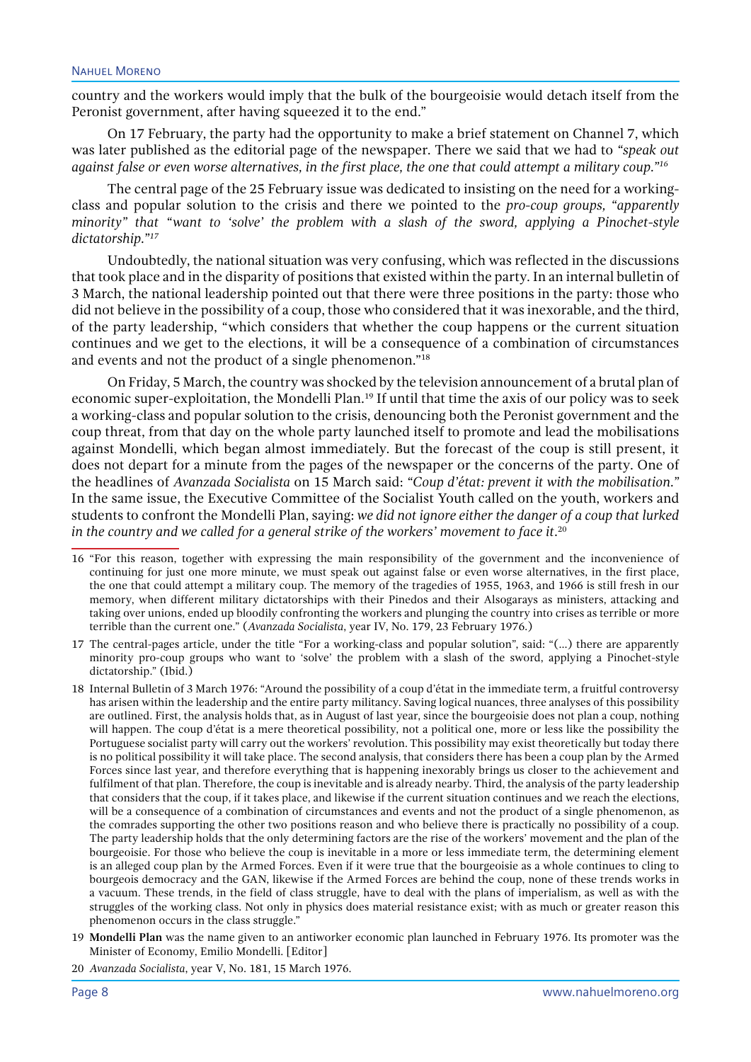country and the workers would imply that the bulk of the bourgeoisie would detach itself from the Peronist government, after having squeezed it to the end."

On 17 February, the party had the opportunity to make a brief statement on Channel 7, which was later published as the editorial page of the newspaper. There we said that we had to *"speak out against false or even worse alternatives, in the first place, the one that could attempt a military coup."*[16]

The central page of the 25 February issue was dedicated to insisting on the need for a working-class and popular solution to the crisis and there we pointed to the *pro-coup groups, "apparently minority" that "want to 'solve' the problem with a slash of the sword, applying a Pinochet-style dictatorship."*[17]

Undoubtedly, the national situation was very confusing, which was reflected in the discussions that took place and in the disparity of positions that existed within the party. In an internal bulletin of 3 March, the national leadership pointed out that there were three positions in the party: those who did not believe in the possibility of a coup, those who considered that it was inexorable, and the third, of the party leadership, "which considers that whether the coup happens or the current situation continues and we get to the elections, it will be a consequence of a combination of circumstances and events and not the product of a single phenomenon."[18]

On Friday, 5 March, the country was shocked by the television announcement of a brutal plan of economic super-exploitation, the Mondelli Plan.[19] If until that time the axis of our policy was to seek a working-class and popular solution to the crisis, denouncing both the Peronist government and the coup threat, from that day on the whole party launched itself to promote and lead the mobilisations against Mondelli, which began almost immediately. But the forecast of the coup is still present, it does not depart for a minute from the pages of the newspaper or the concerns of the party. One of the headlines of *Avanzada Socialista* on 15 March said: *"Coup d'état: prevent it with the mobilisation."* In the same issue, the Executive Committee of the Socialist Youth called on the youth, workers and students to confront the Mondelli Plan, saying: *we did not ignore either the danger of a coup that lurked in the country and we called for a general strike of the workers' movement to face it.*[20]

---

16 "For this reason, together with expressing the main responsibility of the government and the inconvenience of continuing for just one more minute, we must speak out against false or even worse alternatives, in the first place, the one that could attempt a military coup. The memory of the tragedies of 1955, 1963, and 1966 is still fresh in our memory, when different military dictatorships with their Pinedos and their Alsogarays as ministers, attacking and taking over unions, ended up bloodily confronting the workers and plunging the country into crises as terrible or more terrible than the current one." (*Avanzada Socialista*, year IV, No. 179, 23 February 1976.)

17 The central-pages article, under the title "For a working-class and popular solution", said: "(...) there are apparently minority pro-coup groups who want to 'solve' the problem with a slash of the sword, applying a Pinochet-style dictatorship." (Ibid.)

18 Internal Bulletin of 3 March 1976: "Around the possibility of a coup d'état in the immediate term, a fruitful controversy has arisen within the leadership and the entire party militancy. Saving logical nuances, three analyses of this possibility are outlined. First, the analysis holds that, as in August of last year, since the bourgeoisie does not plan a coup, nothing will happen. The coup d'état is a mere theoretical possibility, not a political one, more or less like the possibility the Portuguese socialist party will carry out the workers' revolution. This possibility may exist theoretically but today there is no political possibility it will take place. The second analysis, that considers there has been a coup plan by the Armed Forces since last year, and therefore everything that is happening inexorably brings us closer to the achievement and fulfilment of that plan. Therefore, the coup is inevitable and is already nearby. Third, the analysis of the party leadership that considers that the coup, if it takes place, and likewise if the current situation continues and we reach the elections, will be a consequence of a combination of circumstances and events and not the product of a single phenomenon, as the comrades supporting the other two positions reason and who believe there is practically no possibility of a coup. The party leadership holds that the only determining factors are the rise of the workers' movement and the plan of the bourgeoisie. For those who believe the coup is inevitable in a more or less immediate term, the determining element is an alleged coup plan by the Armed Forces. Even if it were true that the bourgeoisie as a whole continues to cling to bourgeois democracy and the GAN, likewise if the Armed Forces are behind the coup, none of these trends works in a vacuum. These trends, in the field of class struggle, have to deal with the plans of imperialism, as well as with the struggles of the working class. Not only in physics does material resistance exist; with as much or greater reason this phenomenon occurs in the class struggle."

19 **Mondelli Plan** was the name given to an antiworker economic plan launched in February 1976. Its promoter was the Minister of Economy, Emilio Mondelli. [Editor]

20 *Avanzada Socialista*, year V, No. 181, 15 March 1976.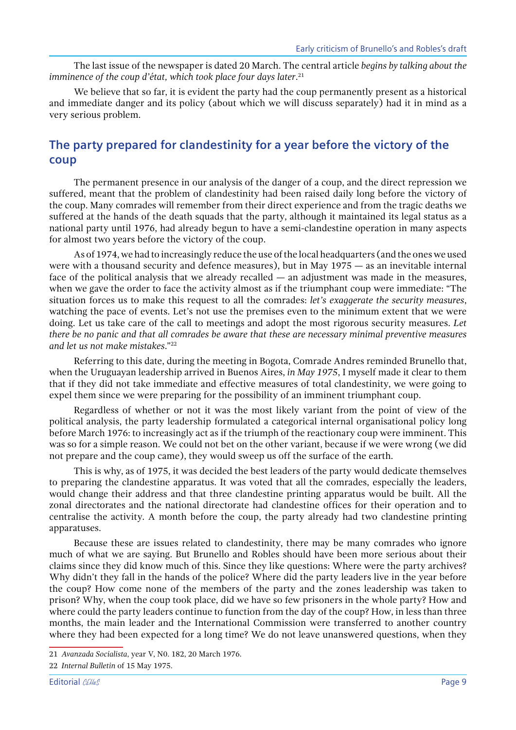The last issue of the newspaper is dated 20 March. The central article *begins by talking about the imminence of the coup d'état, which took place four days later*.[21]

We believe that so far, it is evident the party had the coup permanently present as a historical and immediate danger and its policy (about which we will discuss separately) had it in mind as a very serious problem.

## The party prepared for clandestinity for a year before the victory of the coup

The permanent presence in our analysis of the danger of a coup, and the direct repression we suffered, meant that the problem of clandestinity had been raised daily long before the victory of the coup. Many comrades will remember from their direct experience and from the tragic deaths we suffered at the hands of the death squads that the party, although it maintained its legal status as a national party until 1976, had already begun to have a semi-clandestine operation in many aspects for almost two years before the victory of the coup.

As of 1974, we had to increasingly reduce the use of the local headquarters (and the ones we used were with a thousand security and defence measures), but in May 1975 — as an inevitable internal face of the political analysis that we already recalled — an adjustment was made in the measures, when we gave the order to face the activity almost as if the triumphant coup were immediate: "The situation forces us to make this request to all the comrades: *let's exaggerate the security measures*, watching the pace of events. Let's not use the premises even to the minimum extent that we were doing. Let us take care of the call to meetings and adopt the most rigorous security measures. *Let there be no panic and that all comrades be aware that these are necessary minimal preventive measures and let us not make mistakes*."[22]

Referring to this date, during the meeting in Bogota, Comrade Andres reminded Brunello that, when the Uruguayan leadership arrived in Buenos Aires, *in May 1975*, I myself made it clear to them that if they did not take immediate and effective measures of total clandestinity, we were going to expel them since we were preparing for the possibility of an imminent triumphant coup.

Regardless of whether or not it was the most likely variant from the point of view of the political analysis, the party leadership formulated a categorical internal organisational policy long before March 1976: to increasingly act as if the triumph of the reactionary coup were imminent. This was so for a simple reason. We could not bet on the other variant, because if we were wrong (we did not prepare and the coup came), they would sweep us off the surface of the earth.

This is why, as of 1975, it was decided the best leaders of the party would dedicate themselves to preparing the clandestine apparatus. It was voted that all the comrades, especially the leaders, would change their address and that three clandestine printing apparatus would be built. All the zonal directorates and the national directorate had clandestine offices for their operation and to centralise the activity. A month before the coup, the party already had two clandestine printing apparatuses.

Because these are issues related to clandestinity, there may be many comrades who ignore much of what we are saying. But Brunello and Robles should have been more serious about their claims since they did know much of this. Since they like questions: Where were the party archives? Why didn't they fall in the hands of the police? Where did the party leaders live in the year before the coup? How come none of the members of the party and the zones leadership was taken to prison? Why, when the coup took place, did we have so few prisoners in the whole party? How and where could the party leaders continue to function from the day of the coup? How, in less than three months, the main leader and the International Commission were transferred to another country where they had been expected for a long time? We do not leave unanswered questions, when they

---

21 *Avanzada Socialista*, year V, N0. 182, 20 March 1976.

22 *Internal Bulletin* of 15 May 1975.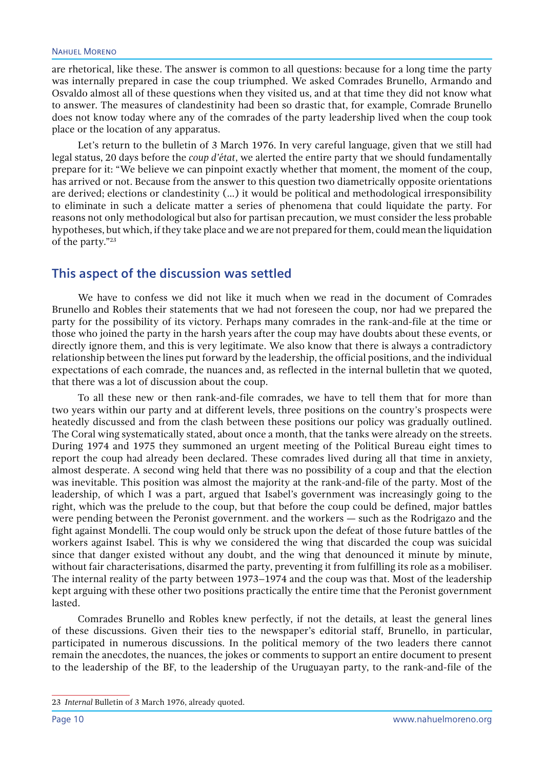are rhetorical, like these. The answer is common to all questions: because for a long time the party was internally prepared in case the coup triumphed. We asked Comrades Brunello, Armando and Osvaldo almost all of these questions when they visited us, and at that time they did not know what to answer. The measures of clandestinity had been so drastic that, for example, Comrade Brunello does not know today where any of the comrades of the party leadership lived when the coup took place or the location of any apparatus.

Let's return to the bulletin of 3 March 1976. In very careful language, given that we still had legal status, 20 days before the *coup d'état*, we alerted the entire party that we should fundamentally prepare for it: "We believe we can pinpoint exactly whether that moment, the moment of the coup, has arrived or not. Because from the answer to this question two diametrically opposite orientations are derived; elections or clandestinity (…) it would be political and methodological irresponsibility to eliminate in such a delicate matter a series of phenomena that could liquidate the party. For reasons not only methodological but also for partisan precaution, we must consider the less probable hypotheses, but which, if they take place and we are not prepared for them, could mean the liquidation of the party."[23]

## This aspect of the discussion was settled

We have to confess we did not like it much when we read in the document of Comrades Brunello and Robles their statements that we had not foreseen the coup, nor had we prepared the party for the possibility of its victory. Perhaps many comrades in the rank-and-file at the time or those who joined the party in the harsh years after the coup may have doubts about these events, or directly ignore them, and this is very legitimate. We also know that there is always a contradictory relationship between the lines put forward by the leadership, the official positions, and the individual expectations of each comrade, the nuances and, as reflected in the internal bulletin that we quoted, that there was a lot of discussion about the coup.

To all these new or then rank-and-file comrades, we have to tell them that for more than two years within our party and at different levels, three positions on the country's prospects were heatedly discussed and from the clash between these positions our policy was gradually outlined. The Coral wing systematically stated, about once a month, that the tanks were already on the streets. During 1974 and 1975 they summoned an urgent meeting of the Political Bureau eight times to report the coup had already been declared. These comrades lived during all that time in anxiety, almost desperate. A second wing held that there was no possibility of a coup and that the election was inevitable. This position was almost the majority at the rank-and-file of the party. Most of the leadership, of which I was a part, argued that Isabel's government was increasingly going to the right, which was the prelude to the coup, but that before the coup could be defined, major battles were pending between the Peronist government. and the workers — such as the Rodrigazo and the fight against Mondelli. The coup would only be struck upon the defeat of those future battles of the workers against Isabel. This is why we considered the wing that discarded the coup was suicidal since that danger existed without any doubt, and the wing that denounced it minute by minute, without fair characterisations, disarmed the party, preventing it from fulfilling its role as a mobiliser. The internal reality of the party between 1973–1974 and the coup was that. Most of the leadership kept arguing with these other two positions practically the entire time that the Peronist government lasted.

Comrades Brunello and Robles knew perfectly, if not the details, at least the general lines of these discussions. Given their ties to the newspaper's editorial staff, Brunello, in particular, participated in numerous discussions. In the political memory of the two leaders there cannot remain the anecdotes, the nuances, the jokes or comments to support an entire document to present to the leadership of the BF, to the leadership of the Uruguayan party, to the rank-and-file of the

---

23 *Internal* Bulletin of 3 March 1976, already quoted.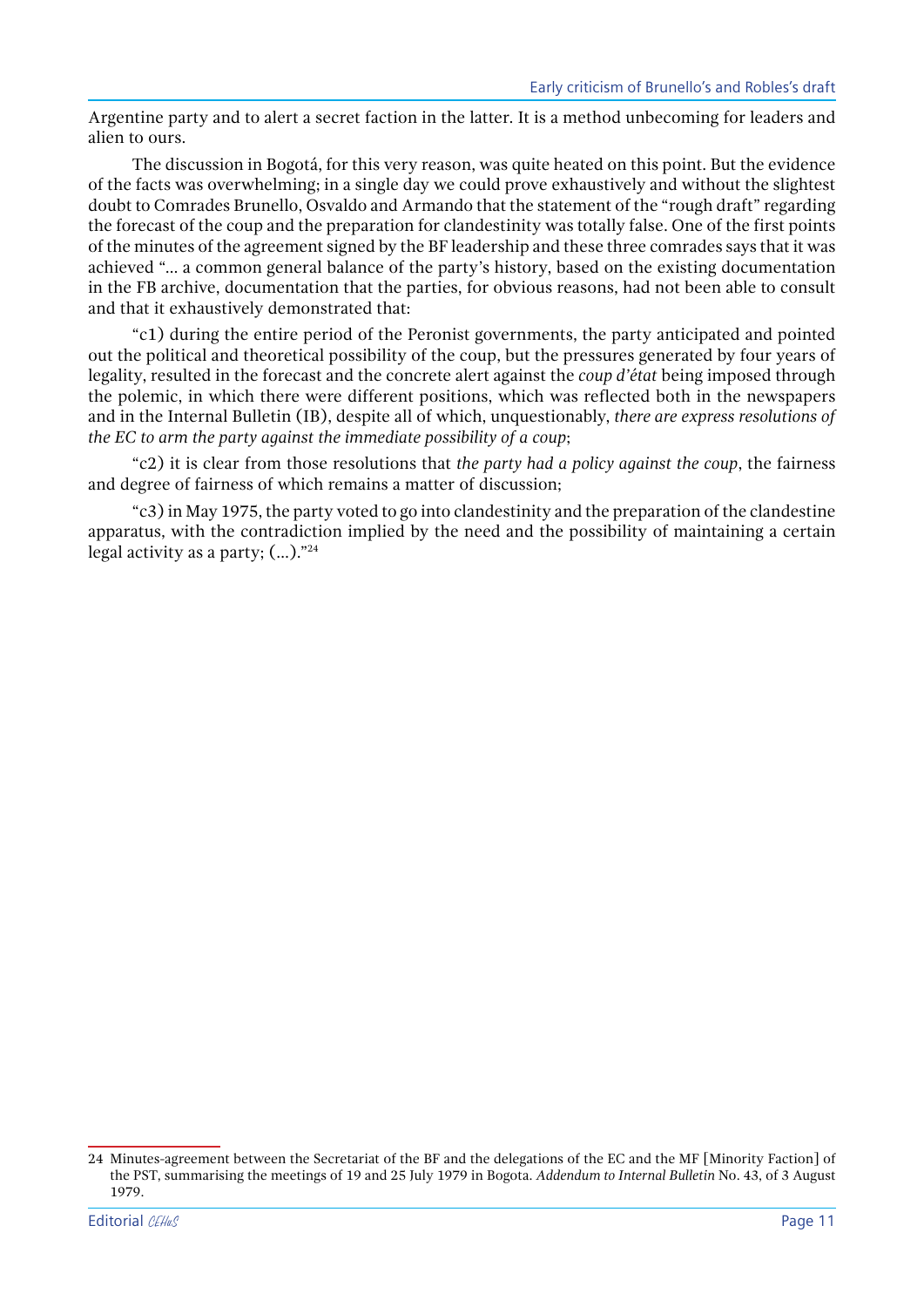Argentine party and to alert a secret faction in the latter. It is a method unbecoming for leaders and alien to ours.

The discussion in Bogotá, for this very reason, was quite heated on this point. But the evidence of the facts was overwhelming; in a single day we could prove exhaustively and without the slightest doubt to Comrades Brunello, Osvaldo and Armando that the statement of the "rough draft" regarding the forecast of the coup and the preparation for clandestinity was totally false. One of the first points of the minutes of the agreement signed by the BF leadership and these three comrades says that it was achieved "... a common general balance of the party's history, based on the existing documentation in the FB archive, documentation that the parties, for obvious reasons, had not been able to consult and that it exhaustively demonstrated that:

"c1) during the entire period of the Peronist governments, the party anticipated and pointed out the political and theoretical possibility of the coup, but the pressures generated by four years of legality, resulted in the forecast and the concrete alert against the *coup d'état* being imposed through the polemic, in which there were different positions, which was reflected both in the newspapers and in the Internal Bulletin (IB), despite all of which, unquestionably, *there are express resolutions of the EC to arm the party against the immediate possibility of a coup*;

"c2) it is clear from those resolutions that *the party had a policy against the coup*, the fairness and degree of fairness of which remains a matter of discussion;

"c3) in May 1975, the party voted to go into clandestinity and the preparation of the clandestine apparatus, with the contradiction implied by the need and the possibility of maintaining a certain legal activity as a party; (...)."[24]

---

24 Minutes-agreement between the Secretariat of the BF and the delegations of the EC and the MF [Minority Faction] of the PST, summarising the meetings of 19 and 25 July 1979 in Bogota. *Addendum to Internal Bulletin* No. 43, of 3 August 1979.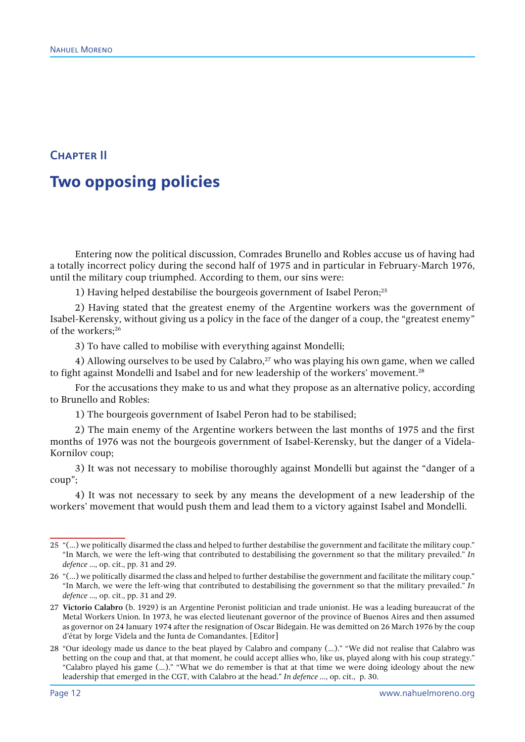## Chapter II

# Two opposing policies

Entering now the political discussion, Comrades Brunello and Robles accuse us of having had a totally incorrect policy during the second half of 1975 and in particular in February-March 1976, until the military coup triumphed. According to them, our sins were:

1) Having helped destabilise the bourgeois government of Isabel Peron;[25]

2) Having stated that the greatest enemy of the Argentine workers was the government of Isabel-Kerensky, without giving us a policy in the face of the danger of a coup, the "greatest enemy" of the workers;[26]

3) To have called to mobilise with everything against Mondelli;

4) Allowing ourselves to be used by Calabro,[27] who was playing his own game, when we called to fight against Mondelli and Isabel and for new leadership of the workers' movement.[28]

For the accusations they make to us and what they propose as an alternative policy, according to Brunello and Robles:

1) The bourgeois government of Isabel Peron had to be stabilised;

2) The main enemy of the Argentine workers between the last months of 1975 and the first months of 1976 was not the bourgeois government of Isabel-Kerensky, but the danger of a Videla-Kornilov coup;

3) It was not necessary to mobilise thoroughly against Mondelli but against the "danger of a coup";

4) It was not necessary to seek by any means the development of a new leadership of the workers' movement that would push them and lead them to a victory against Isabel and Mondelli.

---

25 "(...) we politically disarmed the class and helped to further destabilise the government and facilitate the military coup." "In March, we were the left-wing that contributed to destabilising the government so that the military prevailed." *In defence ...,* op. cit., pp. 31 and 29.

26 "(...) we politically disarmed the class and helped to further destabilise the government and facilitate the military coup." "In March, we were the left-wing that contributed to destabilising the government so that the military prevailed." *In defence ...,* op. cit., pp. 31 and 29.

27 **Victorio Calabro** (b. 1929) is an Argentine Peronist politician and trade unionist. He was a leading bureaucrat of the Metal Workers Union. In 1973, he was elected lieutenant governor of the province of Buenos Aires and then assumed as governor on 24 January 1974 after the resignation of Oscar Bidegain. He was demitted on 26 March 1976 by the coup d'état by Jorge Videla and the Junta de Comandantes. [Editor]

28 "Our ideology made us dance to the beat played by Calabro and company (...)." "We did not realise that Calabro was betting on the coup and that, at that moment, he could accept allies who, like us, played along with his coup strategy." "Calabro played his game (...)." "What we do remember is that at that time we were doing ideology about the new leadership that emerged in the CGT, with Calabro at the head." *In defence ...,* op. cit., p. 30.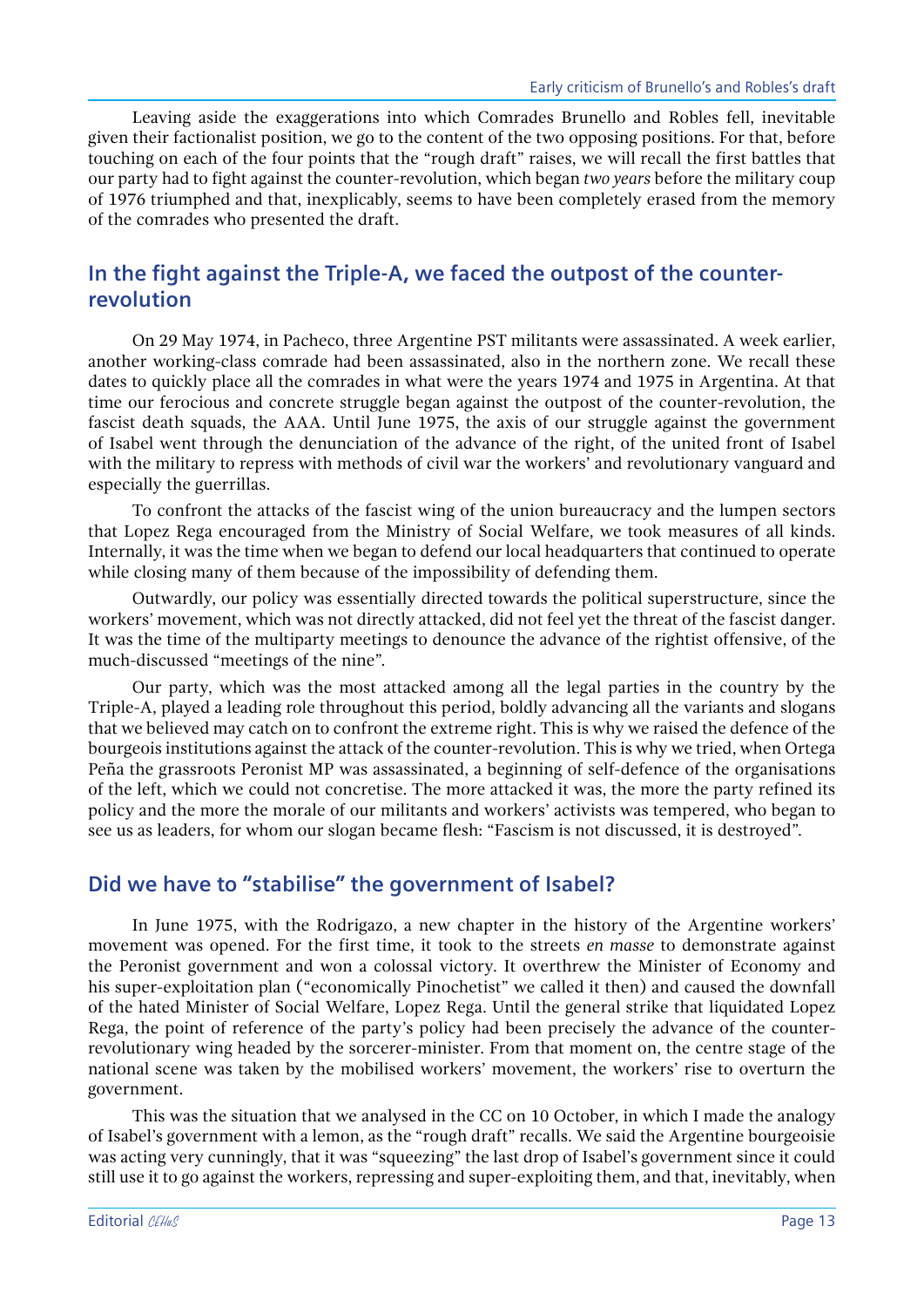Leaving aside the exaggerations into which Comrades Brunello and Robles fell, inevitable given their factionalist position, we go to the content of the two opposing positions. For that, before touching on each of the four points that the "rough draft" raises, we will recall the first battles that our party had to fight against the counter-revolution, which began *two years* before the military coup of 1976 triumphed and that, inexplicably, seems to have been completely erased from the memory of the comrades who presented the draft.

## In the fight against the Triple-A, we faced the outpost of the counter-revolution

On 29 May 1974, in Pacheco, three Argentine PST militants were assassinated. A week earlier, another working-class comrade had been assassinated, also in the northern zone. We recall these dates to quickly place all the comrades in what were the years 1974 and 1975 in Argentina. At that time our ferocious and concrete struggle began against the outpost of the counter-revolution, the fascist death squads, the AAA. Until June 1975, the axis of our struggle against the government of Isabel went through the denunciation of the advance of the right, of the united front of Isabel with the military to repress with methods of civil war the workers' and revolutionary vanguard and especially the guerrillas.

To confront the attacks of the fascist wing of the union bureaucracy and the lumpen sectors that Lopez Rega encouraged from the Ministry of Social Welfare, we took measures of all kinds. Internally, it was the time when we began to defend our local headquarters that continued to operate while closing many of them because of the impossibility of defending them.

Outwardly, our policy was essentially directed towards the political superstructure, since the workers' movement, which was not directly attacked, did not feel yet the threat of the fascist danger. It was the time of the multiparty meetings to denounce the advance of the rightist offensive, of the much-discussed "meetings of the nine".

Our party, which was the most attacked among all the legal parties in the country by the Triple-A, played a leading role throughout this period, boldly advancing all the variants and slogans that we believed may catch on to confront the extreme right. This is why we raised the defence of the bourgeois institutions against the attack of the counter-revolution. This is why we tried, when Ortega Peña the grassroots Peronist MP was assassinated, a beginning of self-defence of the organisations of the left, which we could not concretise. The more attacked it was, the more the party refined its policy and the more the morale of our militants and workers' activists was tempered, who began to see us as leaders, for whom our slogan became flesh: "Fascism is not discussed, it is destroyed".

## Did we have to "stabilise" the government of Isabel?

In June 1975, with the Rodrigazo, a new chapter in the history of the Argentine workers' movement was opened. For the first time, it took to the streets *en masse* to demonstrate against the Peronist government and won a colossal victory. It overthrew the Minister of Economy and his super-exploitation plan ("economically Pinochetist" we called it then) and caused the downfall of the hated Minister of Social Welfare, Lopez Rega. Until the general strike that liquidated Lopez Rega, the point of reference of the party's policy had been precisely the advance of the counter-revolutionary wing headed by the sorcerer-minister. From that moment on, the centre stage of the national scene was taken by the mobilised workers' movement, the workers' rise to overturn the government.

This was the situation that we analysed in the CC on 10 October, in which I made the analogy of Isabel's government with a lemon, as the "rough draft" recalls. We said the Argentine bourgeoisie was acting very cunningly, that it was "squeezing" the last drop of Isabel's government since it could still use it to go against the workers, repressing and super-exploiting them, and that, inevitably, when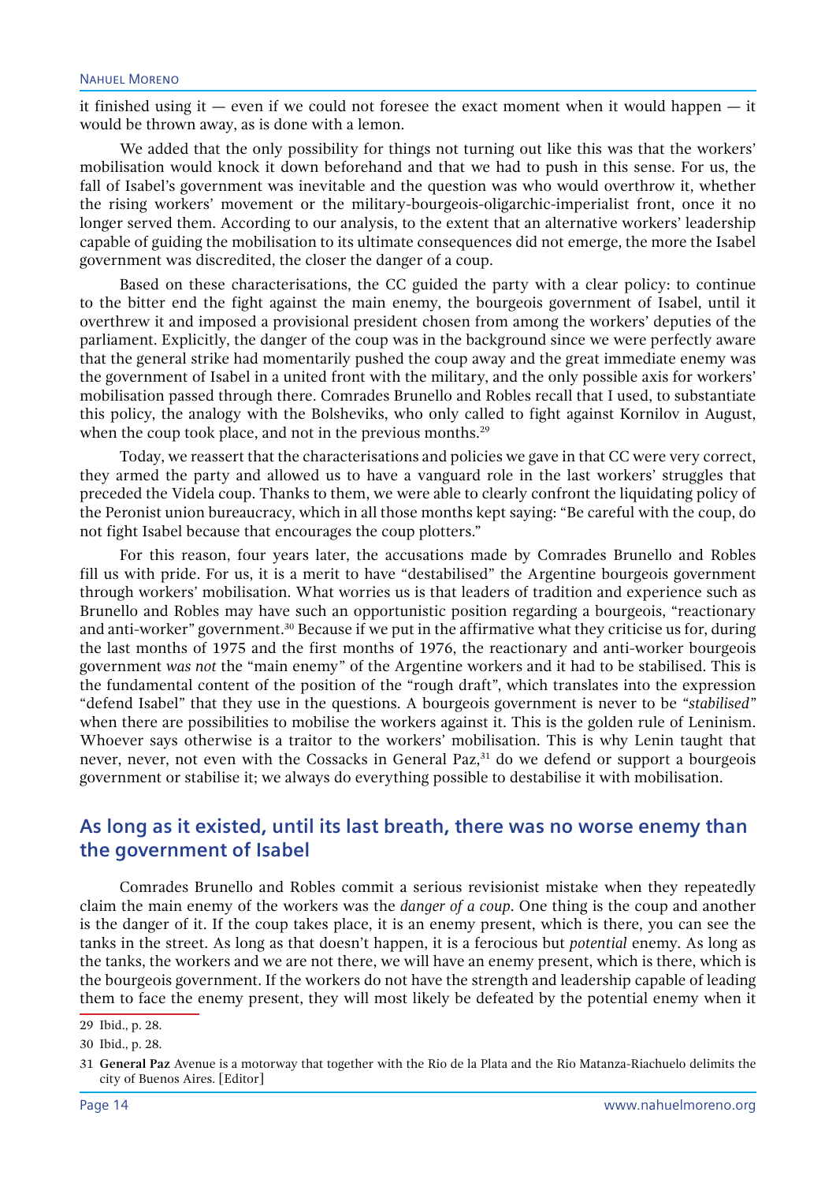it finished using it — even if we could not foresee the exact moment when it would happen — it would be thrown away, as is done with a lemon.

We added that the only possibility for things not turning out like this was that the workers' mobilisation would knock it down beforehand and that we had to push in this sense. For us, the fall of Isabel's government was inevitable and the question was who would overthrow it, whether the rising workers' movement or the military-bourgeois-oligarchic-imperialist front, once it no longer served them. According to our analysis, to the extent that an alternative workers' leadership capable of guiding the mobilisation to its ultimate consequences did not emerge, the more the Isabel government was discredited, the closer the danger of a coup.

Based on these characterisations, the CC guided the party with a clear policy: to continue to the bitter end the fight against the main enemy, the bourgeois government of Isabel, until it overthrew it and imposed a provisional president chosen from among the workers' deputies of the parliament. Explicitly, the danger of the coup was in the background since we were perfectly aware that the general strike had momentarily pushed the coup away and the great immediate enemy was the government of Isabel in a united front with the military, and the only possible axis for workers' mobilisation passed through there. Comrades Brunello and Robles recall that I used, to substantiate this policy, the analogy with the Bolsheviks, who only called to fight against Kornilov in August, when the coup took place, and not in the previous months.[29]

Today, we reassert that the characterisations and policies we gave in that CC were very correct, they armed the party and allowed us to have a vanguard role in the last workers' struggles that preceded the Videla coup. Thanks to them, we were able to clearly confront the liquidating policy of the Peronist union bureaucracy, which in all those months kept saying: "Be careful with the coup, do not fight Isabel because that encourages the coup plotters."

For this reason, four years later, the accusations made by Comrades Brunello and Robles fill us with pride. For us, it is a merit to have "destabilised" the Argentine bourgeois government through workers' mobilisation. What worries us is that leaders of tradition and experience such as Brunello and Robles may have such an opportunistic position regarding a bourgeois, "reactionary and anti-worker" government.[30] Because if we put in the affirmative what they criticise us for, during the last months of 1975 and the first months of 1976, the reactionary and anti-worker bourgeois government *was not* the "main enemy" of the Argentine workers and it had to be stabilised. This is the fundamental content of the position of the "rough draft", which translates into the expression "defend Isabel" that they use in the questions. A bourgeois government is never to be *"stabilised"* when there are possibilities to mobilise the workers against it. This is the golden rule of Leninism. Whoever says otherwise is a traitor to the workers' mobilisation. This is why Lenin taught that never, never, not even with the Cossacks in General Paz,[31] do we defend or support a bourgeois government or stabilise it; we always do everything possible to destabilise it with mobilisation.

## As long as it existed, until its last breath, there was no worse enemy than the government of Isabel

Comrades Brunello and Robles commit a serious revisionist mistake when they repeatedly claim the main enemy of the workers was the *danger of a coup*. One thing is the coup and another is the danger of it. If the coup takes place, it is an enemy present, which is there, you can see the tanks in the street. As long as that doesn't happen, it is a ferocious but *potential* enemy. As long as the tanks, the workers and we are not there, we will have an enemy present, which is there, which is the bourgeois government. If the workers do not have the strength and leadership capable of leading them to face the enemy present, they will most likely be defeated by the potential enemy when it

---

29 Ibid., p. 28.

30 Ibid., p. 28.

31 **General Paz** Avenue is a motorway that together with the Rio de la Plata and the Rio Matanza-Riachuelo delimits the city of Buenos Aires. [Editor]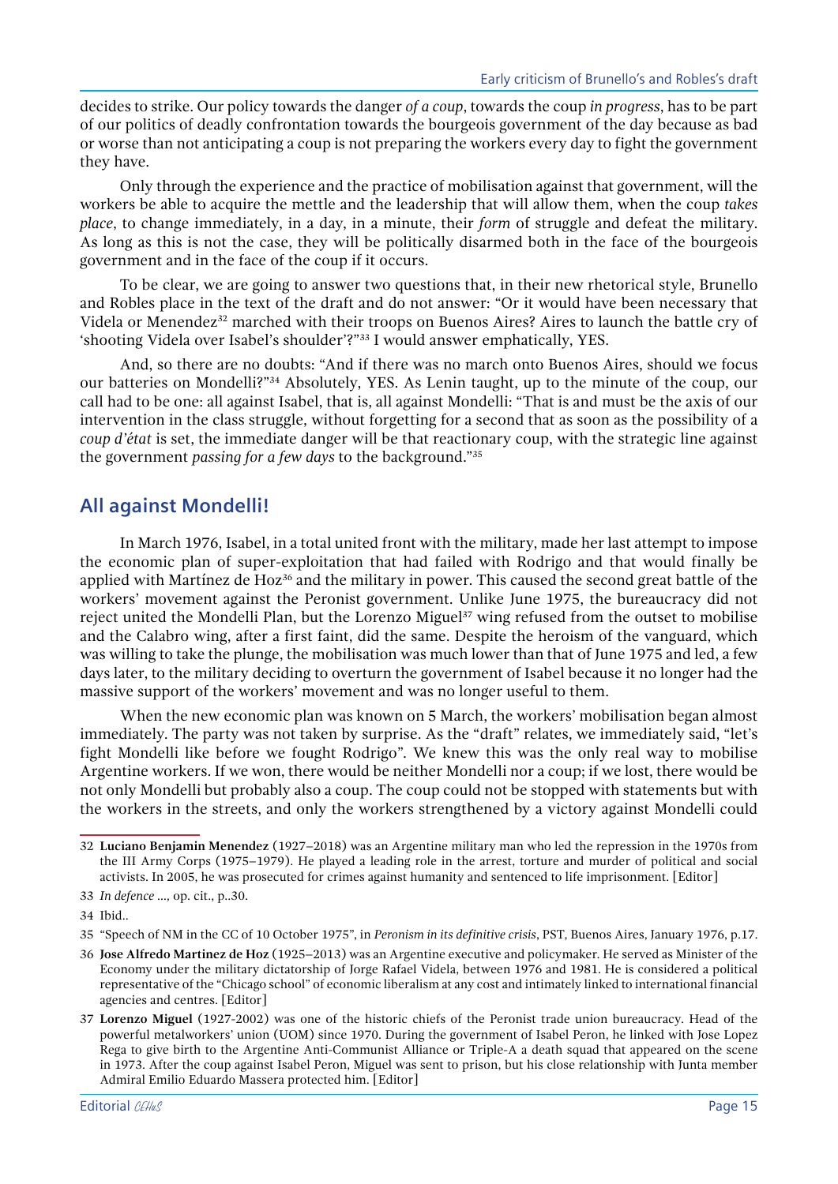decides to strike. Our policy towards the danger *of a coup*, towards the coup *in progress*, has to be part of our politics of deadly confrontation towards the bourgeois government of the day because as bad or worse than not anticipating a coup is not preparing the workers every day to fight the government they have.

Only through the experience and the practice of mobilisation against that government, will the workers be able to acquire the mettle and the leadership that will allow them, when the coup *takes place*, to change immediately, in a day, in a minute, their *form* of struggle and defeat the military. As long as this is not the case, they will be politically disarmed both in the face of the bourgeois government and in the face of the coup if it occurs.

To be clear, we are going to answer two questions that, in their new rhetorical style, Brunello and Robles place in the text of the draft and do not answer: "Or it would have been necessary that Videla or Menendez[32] marched with their troops on Buenos Aires? Aires to launch the battle cry of 'shooting Videla over Isabel's shoulder'?"[33] I would answer emphatically, YES.

And, so there are no doubts: "And if there was no march onto Buenos Aires, should we focus our batteries on Mondelli?"[34] Absolutely, YES. As Lenin taught, up to the minute of the coup, our call had to be one: all against Isabel, that is, all against Mondelli: "That is and must be the axis of our intervention in the class struggle, without forgetting for a second that as soon as the possibility of a *coup d'état* is set, the immediate danger will be that reactionary coup, with the strategic line against the government *passing for a few days* to the background."[35]

## All against Mondelli!

In March 1976, Isabel, in a total united front with the military, made her last attempt to impose the economic plan of super-exploitation that had failed with Rodrigo and that would finally be applied with Martínez de Hoz[36] and the military in power. This caused the second great battle of the workers' movement against the Peronist government. Unlike June 1975, the bureaucracy did not reject united the Mondelli Plan, but the Lorenzo Miguel[37] wing refused from the outset to mobilise and the Calabro wing, after a first faint, did the same. Despite the heroism of the vanguard, which was willing to take the plunge, the mobilisation was much lower than that of June 1975 and led, a few days later, to the military deciding to overturn the government of Isabel because it no longer had the massive support of the workers' movement and was no longer useful to them.

When the new economic plan was known on 5 March, the workers' mobilisation began almost immediately. The party was not taken by surprise. As the "draft" relates, we immediately said, "let's fight Mondelli like before we fought Rodrigo". We knew this was the only real way to mobilise Argentine workers. If we won, there would be neither Mondelli nor a coup; if we lost, there would be not only Mondelli but probably also a coup. The coup could not be stopped with statements but with the workers in the streets, and only the workers strengthened by a victory against Mondelli could

---

32 **Luciano Benjamin Menendez** (1927–2018) was an Argentine military man who led the repression in the 1970s from the III Army Corps (1975–1979). He played a leading role in the arrest, torture and murder of political and social activists. In 2005, he was prosecuted for crimes against humanity and sentenced to life imprisonment. [Editor]

33 *In defence ...,* op. cit., p..30.

34 Ibid..

35 "Speech of NM in the CC of 10 October 1975", in *Peronism in its definitive crisis*, PST, Buenos Aires, January 1976, p.17.

36 **Jose Alfredo Martinez de Hoz** (1925–2013) was an Argentine executive and policymaker. He served as Minister of the Economy under the military dictatorship of Jorge Rafael Videla, between 1976 and 1981. He is considered a political representative of the "Chicago school" of economic liberalism at any cost and intimately linked to international financial agencies and centres. [Editor]

37 **Lorenzo Miguel** (1927-2002) was one of the historic chiefs of the Peronist trade union bureaucracy. Head of the powerful metalworkers' union (UOM) since 1970. During the government of Isabel Peron, he linked with Jose Lopez Rega to give birth to the Argentine Anti-Communist Alliance or Triple-A a death squad that appeared on the scene in 1973. After the coup against Isabel Peron, Miguel was sent to prison, but his close relationship with Junta member Admiral Emilio Eduardo Massera protected him. [Editor]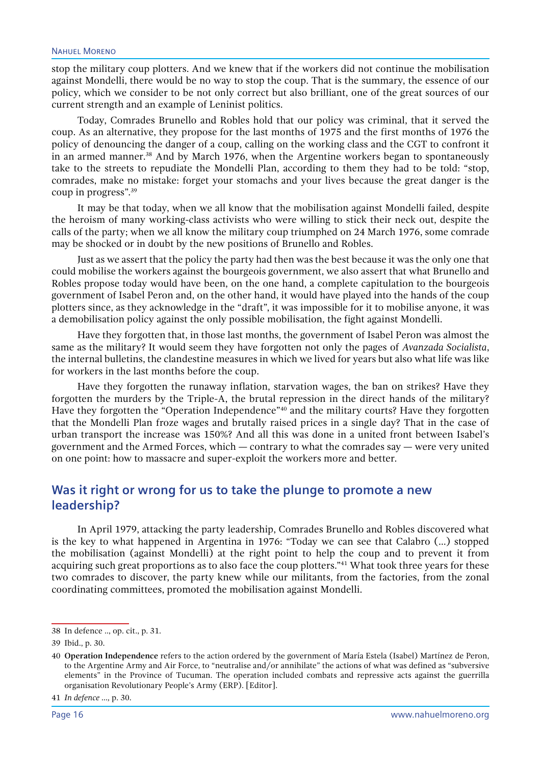stop the military coup plotters. And we knew that if the workers did not continue the mobilisation against Mondelli, there would be no way to stop the coup. That is the summary, the essence of our policy, which we consider to be not only correct but also brilliant, one of the great sources of our current strength and an example of Leninist politics.

Today, Comrades Brunello and Robles hold that our policy was criminal, that it served the coup. As an alternative, they propose for the last months of 1975 and the first months of 1976 the policy of denouncing the danger of a coup, calling on the working class and the CGT to confront it in an armed manner.[38] And by March 1976, when the Argentine workers began to spontaneously take to the streets to repudiate the Mondelli Plan, according to them they had to be told: "stop, comrades, make no mistake: forget your stomachs and your lives because the great danger is the coup in progress".[39]

It may be that today, when we all know that the mobilisation against Mondelli failed, despite the heroism of many working-class activists who were willing to stick their neck out, despite the calls of the party; when we all know the military coup triumphed on 24 March 1976, some comrade may be shocked or in doubt by the new positions of Brunello and Robles.

Just as we assert that the policy the party had then was the best because it was the only one that could mobilise the workers against the bourgeois government, we also assert that what Brunello and Robles propose today would have been, on the one hand, a complete capitulation to the bourgeois government of Isabel Peron and, on the other hand, it would have played into the hands of the coup plotters since, as they acknowledge in the "draft", it was impossible for it to mobilise anyone, it was a demobilisation policy against the only possible mobilisation, the fight against Mondelli.

Have they forgotten that, in those last months, the government of Isabel Peron was almost the same as the military? It would seem they have forgotten not only the pages of *Avanzada Socialista*, the internal bulletins, the clandestine measures in which we lived for years but also what life was like for workers in the last months before the coup.

Have they forgotten the runaway inflation, starvation wages, the ban on strikes? Have they forgotten the murders by the Triple-A, the brutal repression in the direct hands of the military? Have they forgotten the "Operation Independence"[40] and the military courts? Have they forgotten that the Mondelli Plan froze wages and brutally raised prices in a single day? That in the case of urban transport the increase was 150%? And all this was done in a united front between Isabel's government and the Armed Forces, which — contrary to what the comrades say — were very united on one point: how to massacre and super-exploit the workers more and better.

## Was it right or wrong for us to take the plunge to promote a new leadership?

In April 1979, attacking the party leadership, Comrades Brunello and Robles discovered what is the key to what happened in Argentina in 1976: "Today we can see that Calabro (...) stopped the mobilisation (against Mondelli) at the right point to help the coup and to prevent it from acquiring such great proportions as to also face the coup plotters."[41] What took three years for these two comrades to discover, the party knew while our militants, from the factories, from the zonal coordinating committees, promoted the mobilisation against Mondelli.

---

38 In defence .., op. cit., p. 31.

39 Ibid., p. 30.

40 **Operation Independence** refers to the action ordered by the government of María Estela (Isabel) Martínez de Peron, to the Argentine Army and Air Force, to "neutralise and/or annihilate" the actions of what was defined as "subversive elements" in the Province of Tucuman. The operation included combats and repressive acts against the guerrilla organisation Revolutionary People's Army (ERP). [Editor].

41 *In defence ...*, p. 30.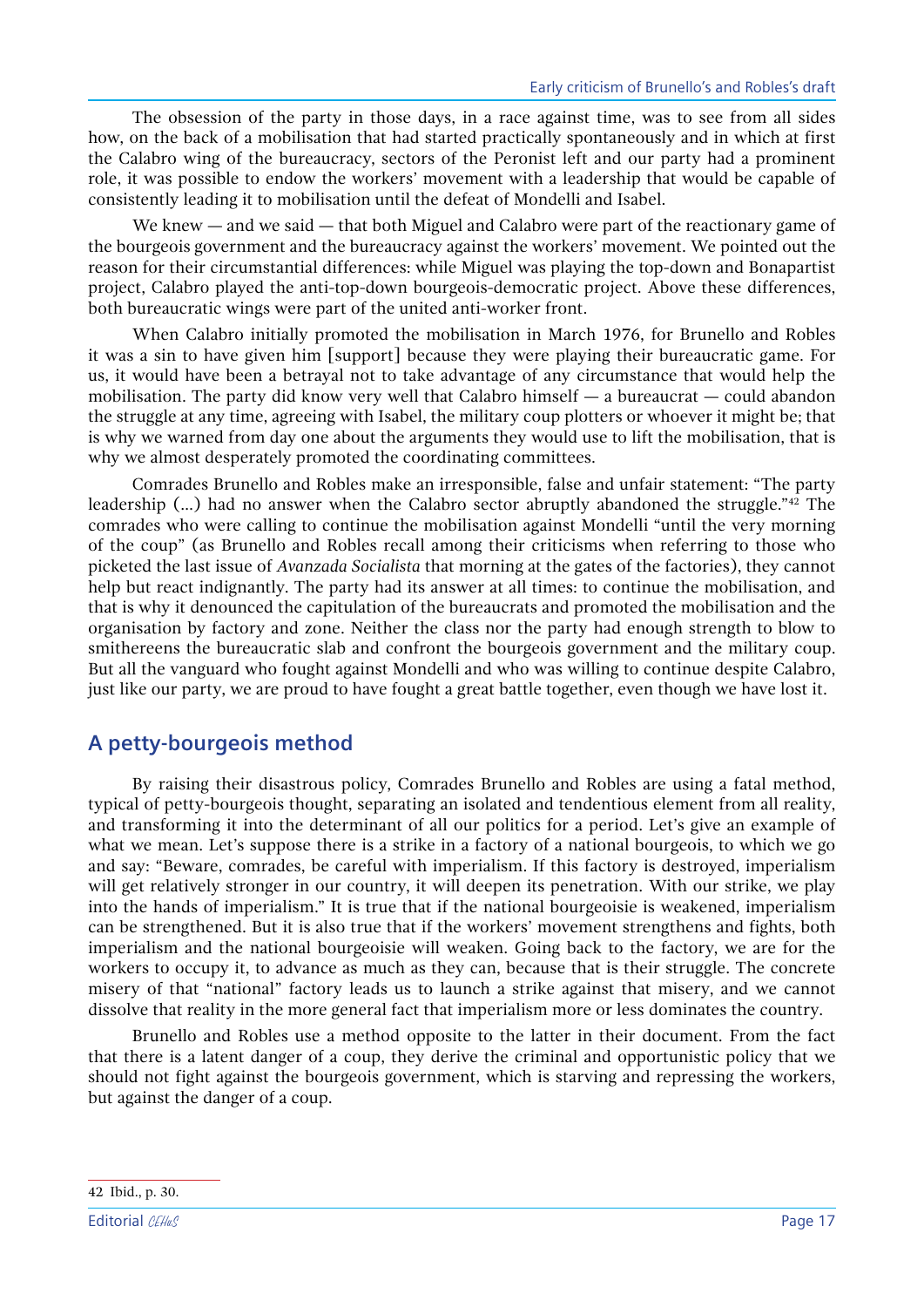The obsession of the party in those days, in a race against time, was to see from all sides how, on the back of a mobilisation that had started practically spontaneously and in which at first the Calabro wing of the bureaucracy, sectors of the Peronist left and our party had a prominent role, it was possible to endow the workers' movement with a leadership that would be capable of consistently leading it to mobilisation until the defeat of Mondelli and Isabel.

We knew — and we said — that both Miguel and Calabro were part of the reactionary game of the bourgeois government and the bureaucracy against the workers' movement. We pointed out the reason for their circumstantial differences: while Miguel was playing the top-down and Bonapartist project, Calabro played the anti-top-down bourgeois-democratic project. Above these differences, both bureaucratic wings were part of the united anti-worker front.

When Calabro initially promoted the mobilisation in March 1976, for Brunello and Robles it was a sin to have given him [support] because they were playing their bureaucratic game. For us, it would have been a betrayal not to take advantage of any circumstance that would help the mobilisation. The party did know very well that Calabro himself — a bureaucrat — could abandon the struggle at any time, agreeing with Isabel, the military coup plotters or whoever it might be; that is why we warned from day one about the arguments they would use to lift the mobilisation, that is why we almost desperately promoted the coordinating committees.

Comrades Brunello and Robles make an irresponsible, false and unfair statement: "The party leadership (...) had no answer when the Calabro sector abruptly abandoned the struggle."[42] The comrades who were calling to continue the mobilisation against Mondelli "until the very morning of the coup" (as Brunello and Robles recall among their criticisms when referring to those who picketed the last issue of *Avanzada Socialista* that morning at the gates of the factories), they cannot help but react indignantly. The party had its answer at all times: to continue the mobilisation, and that is why it denounced the capitulation of the bureaucrats and promoted the mobilisation and the organisation by factory and zone. Neither the class nor the party had enough strength to blow to smithereens the bureaucratic slab and confront the bourgeois government and the military coup. But all the vanguard who fought against Mondelli and who was willing to continue despite Calabro, just like our party, we are proud to have fought a great battle together, even though we have lost it.

## A petty-bourgeois method

By raising their disastrous policy, Comrades Brunello and Robles are using a fatal method, typical of petty-bourgeois thought, separating an isolated and tendentious element from all reality, and transforming it into the determinant of all our politics for a period. Let's give an example of what we mean. Let's suppose there is a strike in a factory of a national bourgeois, to which we go and say: "Beware, comrades, be careful with imperialism. If this factory is destroyed, imperialism will get relatively stronger in our country, it will deepen its penetration. With our strike, we play into the hands of imperialism." It is true that if the national bourgeoisie is weakened, imperialism can be strengthened. But it is also true that if the workers' movement strengthens and fights, both imperialism and the national bourgeoisie will weaken. Going back to the factory, we are for the workers to occupy it, to advance as much as they can, because that is their struggle. The concrete misery of that "national" factory leads us to launch a strike against that misery, and we cannot dissolve that reality in the more general fact that imperialism more or less dominates the country.

Brunello and Robles use a method opposite to the latter in their document. From the fact that there is a latent danger of a coup, they derive the criminal and opportunistic policy that we should not fight against the bourgeois government, which is starving and repressing the workers, but against the danger of a coup.

42 Ibid., p. 30.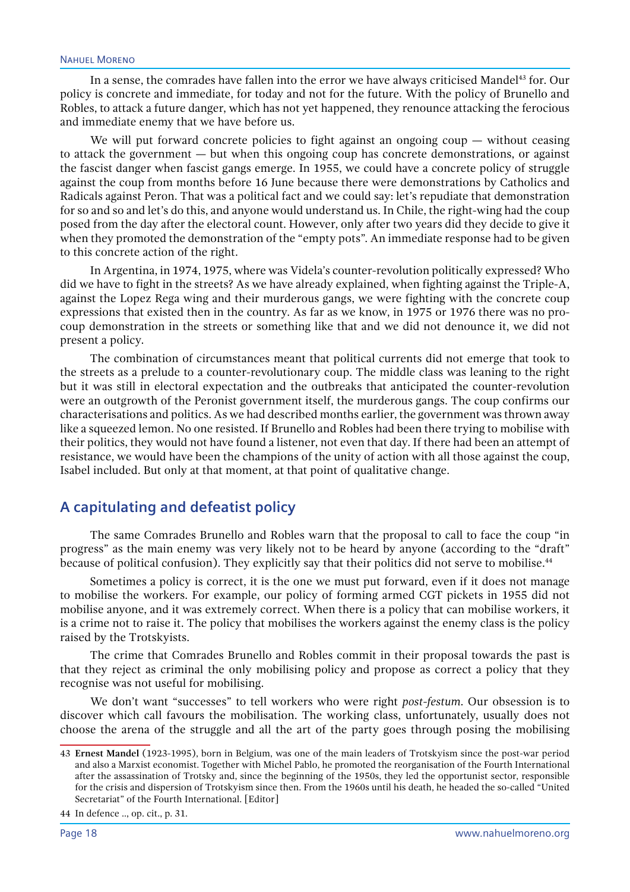In a sense, the comrades have fallen into the error we have always criticised Mandel[43] for. Our policy is concrete and immediate, for today and not for the future. With the policy of Brunello and Robles, to attack a future danger, which has not yet happened, they renounce attacking the ferocious and immediate enemy that we have before us.

We will put forward concrete policies to fight against an ongoing coup — without ceasing to attack the government — but when this ongoing coup has concrete demonstrations, or against the fascist danger when fascist gangs emerge. In 1955, we could have a concrete policy of struggle against the coup from months before 16 June because there were demonstrations by Catholics and Radicals against Peron. That was a political fact and we could say: let's repudiate that demonstration for so and so and let's do this, and anyone would understand us. In Chile, the right-wing had the coup posed from the day after the electoral count. However, only after two years did they decide to give it when they promoted the demonstration of the "empty pots". An immediate response had to be given to this concrete action of the right.

In Argentina, in 1974, 1975, where was Videla's counter-revolution politically expressed? Who did we have to fight in the streets? As we have already explained, when fighting against the Triple-A, against the Lopez Rega wing and their murderous gangs, we were fighting with the concrete coup expressions that existed then in the country. As far as we know, in 1975 or 1976 there was no pro-coup demonstration in the streets or something like that and we did not denounce it, we did not present a policy.

The combination of circumstances meant that political currents did not emerge that took to the streets as a prelude to a counter-revolutionary coup. The middle class was leaning to the right but it was still in electoral expectation and the outbreaks that anticipated the counter-revolution were an outgrowth of the Peronist government itself, the murderous gangs. The coup confirms our characterisations and politics. As we had described months earlier, the government was thrown away like a squeezed lemon. No one resisted. If Brunello and Robles had been there trying to mobilise with their politics, they would not have found a listener, not even that day. If there had been an attempt of resistance, we would have been the champions of the unity of action with all those against the coup, Isabel included. But only at that moment, at that point of qualitative change.

## A capitulating and defeatist policy

The same Comrades Brunello and Robles warn that the proposal to call to face the coup "in progress" as the main enemy was very likely not to be heard by anyone (according to the "draft" because of political confusion). They explicitly say that their politics did not serve to mobilise.[44]

Sometimes a policy is correct, it is the one we must put forward, even if it does not manage to mobilise the workers. For example, our policy of forming armed CGT pickets in 1955 did not mobilise anyone, and it was extremely correct. When there is a policy that can mobilise workers, it is a crime not to raise it. The policy that mobilises the workers against the enemy class is the policy raised by the Trotskyists.

The crime that Comrades Brunello and Robles commit in their proposal towards the past is that they reject as criminal the only mobilising policy and propose as correct a policy that they recognise was not useful for mobilising.

We don't want "successes" to tell workers who were right *post-festum*. Our obsession is to discover which call favours the mobilisation. The working class, unfortunately, usually does not choose the arena of the struggle and all the art of the party goes through posing the mobilising

---

43 **Ernest Mandel** (1923-1995), born in Belgium, was one of the main leaders of Trotskyism since the post-war period and also a Marxist economist. Together with Michel Pablo, he promoted the reorganisation of the Fourth International after the assassination of Trotsky and, since the beginning of the 1950s, they led the opportunist sector, responsible for the crisis and dispersion of Trotskyism since then. From the 1960s until his death, he headed the so-called "United Secretariat" of the Fourth International. [Editor]

44 In defence .., op. cit., p. 31.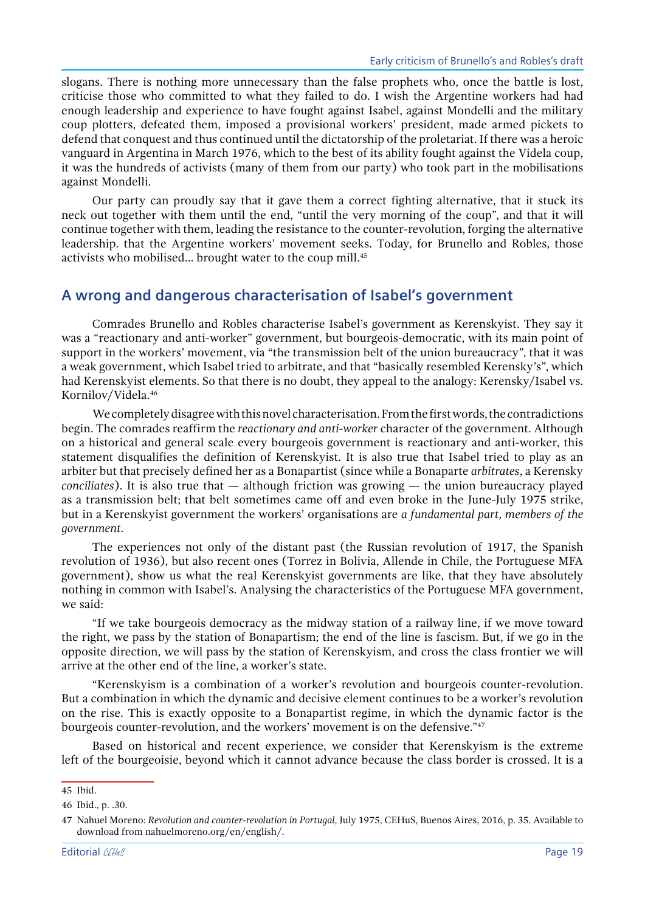slogans. There is nothing more unnecessary than the false prophets who, once the battle is lost, criticise those who committed to what they failed to do. I wish the Argentine workers had had enough leadership and experience to have fought against Isabel, against Mondelli and the military coup plotters, defeated them, imposed a provisional workers' president, made armed pickets to defend that conquest and thus continued until the dictatorship of the proletariat. If there was a heroic vanguard in Argentina in March 1976, which to the best of its ability fought against the Videla coup, it was the hundreds of activists (many of them from our party) who took part in the mobilisations against Mondelli.

Our party can proudly say that it gave them a correct fighting alternative, that it stuck its neck out together with them until the end, "until the very morning of the coup", and that it will continue together with them, leading the resistance to the counter-revolution, forging the alternative leadership. that the Argentine workers' movement seeks. Today, for Brunello and Robles, those activists who mobilised... brought water to the coup mill.[45]

## A wrong and dangerous characterisation of Isabel's government

Comrades Brunello and Robles characterise Isabel's government as Kerenskyist. They say it was a "reactionary and anti-worker" government, but bourgeois-democratic, with its main point of support in the workers' movement, via "the transmission belt of the union bureaucracy", that it was a weak government, which Isabel tried to arbitrate, and that "basically resembled Kerensky's", which had Kerenskyist elements. So that there is no doubt, they appeal to the analogy: Kerensky/Isabel vs. Kornilov/Videla.[46]

We completely disagree with this novel characterisation. From the first words, the contradictions begin. The comrades reaffirm the *reactionary and anti-worker* character of the government. Although on a historical and general scale every bourgeois government is reactionary and anti-worker, this statement disqualifies the definition of Kerenskyist. It is also true that Isabel tried to play as an arbiter but that precisely defined her as a Bonapartist (since while a Bonaparte *arbitrates*, a Kerensky *conciliates*). It is also true that — although friction was growing — the union bureaucracy played as a transmission belt; that belt sometimes came off and even broke in the June-July 1975 strike, but in a Kerenskyist government the workers' organisations are *a fundamental part, members of the government*.

The experiences not only of the distant past (the Russian revolution of 1917, the Spanish revolution of 1936), but also recent ones (Torrez in Bolivia, Allende in Chile, the Portuguese MFA government), show us what the real Kerenskyist governments are like, that they have absolutely nothing in common with Isabel's. Analysing the characteristics of the Portuguese MFA government, we said:

"If we take bourgeois democracy as the midway station of a railway line, if we move toward the right, we pass by the station of Bonapartism; the end of the line is fascism. But, if we go in the opposite direction, we will pass by the station of Kerenskyism, and cross the class frontier we will arrive at the other end of the line, a worker's state.

"Kerenskyism is a combination of a worker's revolution and bourgeois counter-revolution. But a combination in which the dynamic and decisive element continues to be a worker's revolution on the rise. This is exactly opposite to a Bonapartist regime, in which the dynamic factor is the bourgeois counter-revolution, and the workers' movement is on the defensive."[47]

Based on historical and recent experience, we consider that Kerenskyism is the extreme left of the bourgeoisie, beyond which it cannot advance because the class border is crossed. It is a

---

45 Ibid.

46 Ibid., p. .30.

47 Nahuel Moreno: *Revolution and counter-revolution in Portugal*, July 1975, CEHuS, Buenos Aires, 2016, p. 35. Available to download from nahuelmoreno.org/en/english/.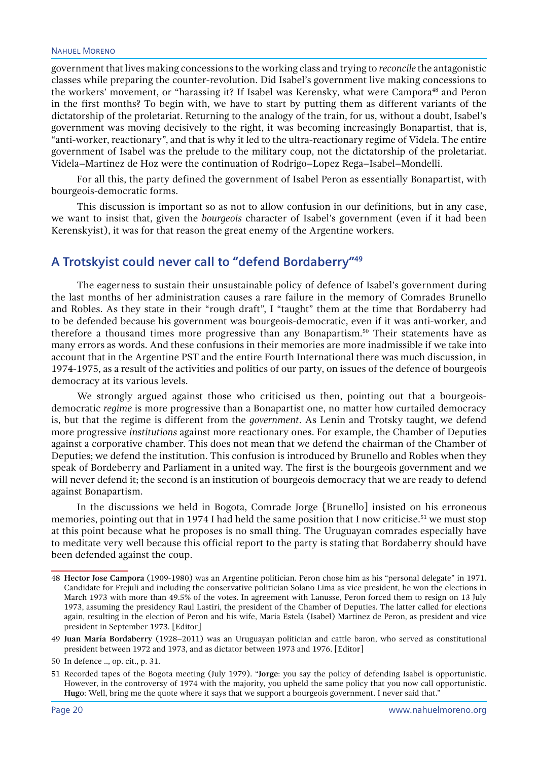government that lives making concessions to the working class and trying to *reconcile* the antagonistic classes while preparing the counter-revolution. Did Isabel's government live making concessions to the workers' movement, or "harassing it? If Isabel was Kerensky, what were Campora[48] and Peron in the first months? To begin with, we have to start by putting them as different variants of the dictatorship of the proletariat. Returning to the analogy of the train, for us, without a doubt, Isabel's government was moving decisively to the right, it was becoming increasingly Bonapartist, that is, "anti-worker, reactionary", and that is why it led to the ultra-reactionary regime of Videla. The entire government of Isabel was the prelude to the military coup, not the dictatorship of the proletariat. Videla–Martinez de Hoz were the continuation of Rodrigo–Lopez Rega–Isabel–Mondelli.

For all this, the party defined the government of Isabel Peron as essentially Bonapartist, with bourgeois-democratic forms.

This discussion is important so as not to allow confusion in our definitions, but in any case, we want to insist that, given the *bourgeois* character of Isabel's government (even if it had been Kerenskyist), it was for that reason the great enemy of the Argentine workers.

## A Trotskyist could never call to "defend Bordaberry"[49]

The eagerness to sustain their unsustainable policy of defence of Isabel's government during the last months of her administration causes a rare failure in the memory of Comrades Brunello and Robles. As they state in their "rough draft", I "taught" them at the time that Bordaberry had to be defended because his government was bourgeois-democratic, even if it was anti-worker, and therefore a thousand times more progressive than any Bonapartism.[50] Their statements have as many errors as words. And these confusions in their memories are more inadmissible if we take into account that in the Argentine PST and the entire Fourth International there was much discussion, in 1974-1975, as a result of the activities and politics of our party, on issues of the defence of bourgeois democracy at its various levels.

We strongly argued against those who criticised us then, pointing out that a bourgeois-democratic *regime* is more progressive than a Bonapartist one, no matter how curtailed democracy is, but that the regime is different from the *government*. As Lenin and Trotsky taught, we defend more progressive *institutions* against more reactionary ones. For example, the Chamber of Deputies against a corporative chamber. This does not mean that we defend the chairman of the Chamber of Deputies; we defend the institution. This confusion is introduced by Brunello and Robles when they speak of Bordeberry and Parliament in a united way. The first is the bourgeois government and we will never defend it; the second is an institution of bourgeois democracy that we are ready to defend against Bonapartism.

In the discussions we held in Bogota, Comrade Jorge {Brunello] insisted on his erroneous memories, pointing out that in 1974 I had held the same position that I now criticise.[51] we must stop at this point because what he proposes is no small thing. The Uruguayan comrades especially have to meditate very well because this official report to the party is stating that Bordaberry should have been defended against the coup.

---

48 **Hector Jose Campora** (1909-1980) was an Argentine politician. Peron chose him as his "personal delegate" in 1971. Candidate for Frejuli and including the conservative politician Solano Lima as vice president, he won the elections in March 1973 with more than 49.5% of the votes. In agreement with Lanusse, Peron forced them to resign on 13 July 1973, assuming the presidency Raul Lastiri, the president of the Chamber of Deputies. The latter called for elections again, resulting in the election of Peron and his wife, Maria Estela (Isabel) Martinez de Peron, as president and vice president in September 1973. [Editor]

49 **Juan María Bordaberry** (1928–2011) was an Uruguayan politician and cattle baron, who served as constitutional president between 1972 and 1973, and as dictator between 1973 and 1976. [Editor]

50 In defence .., op. cit., p. 31.

51 Recorded tapes of the Bogota meeting (July 1979). "**Jorge**: you say the policy of defending Isabel is opportunistic. However, in the controversy of 1974 with the majority, you upheld the same policy that you now call opportunistic. **Hugo**: Well, bring me the quote where it says that we support a bourgeois government. I never said that."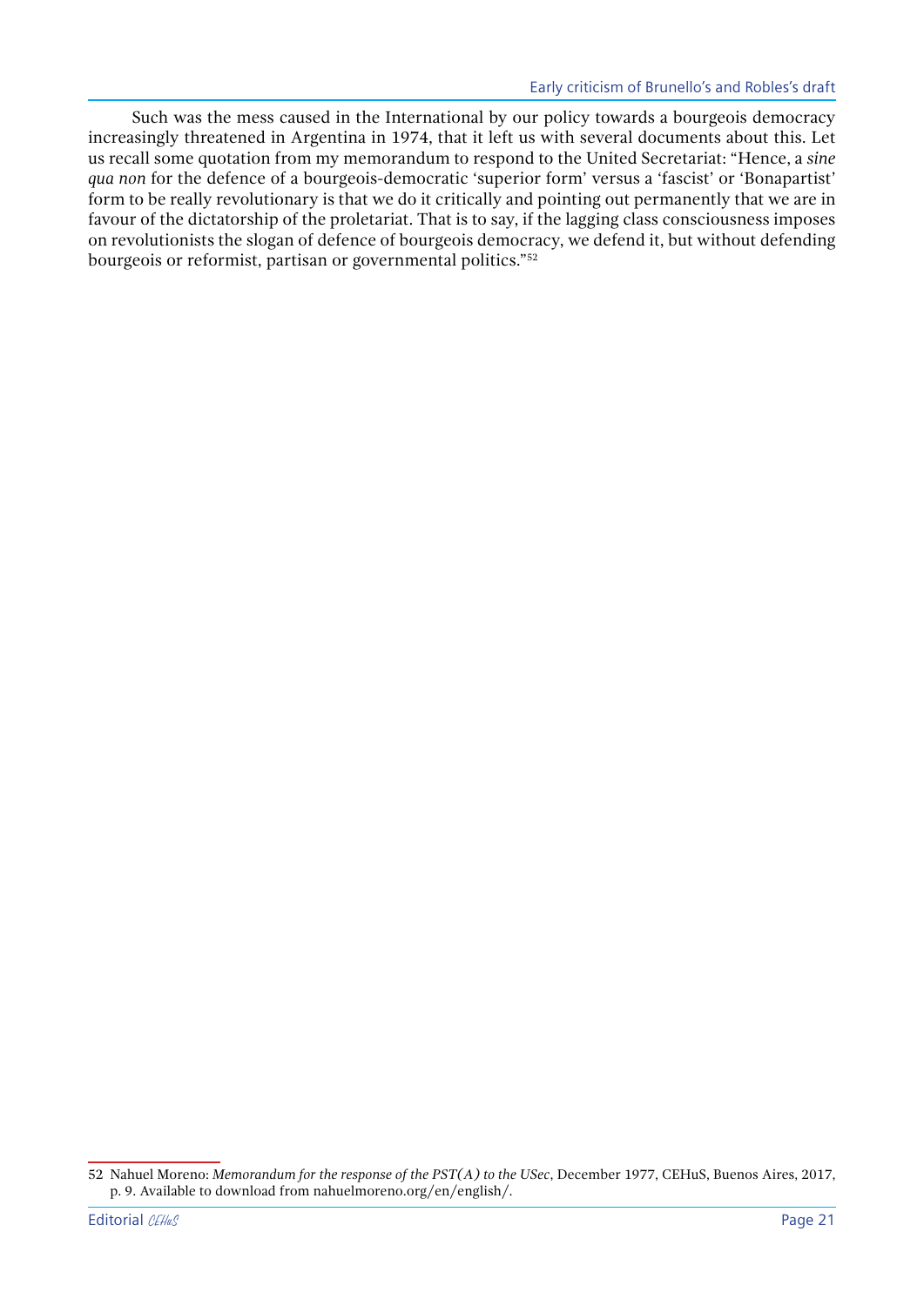Such was the mess caused in the International by our policy towards a bourgeois democracy increasingly threatened in Argentina in 1974, that it left us with several documents about this. Let us recall some quotation from my memorandum to respond to the United Secretariat: "Hence, a *sine qua non* for the defence of a bourgeois-democratic 'superior form' versus a 'fascist' or 'Bonapartist' form to be really revolutionary is that we do it critically and pointing out permanently that we are in favour of the dictatorship of the proletariat. That is to say, if the lagging class consciousness imposes on revolutionists the slogan of defence of bourgeois democracy, we defend it, but without defending bourgeois or reformist, partisan or governmental politics."[52]

---

52 Nahuel Moreno: *Memorandum for the response of the PST(A) to the USec*, December 1977, CEHuS, Buenos Aires, 2017, p. 9. Available to download from nahuelmoreno.org/en/english/.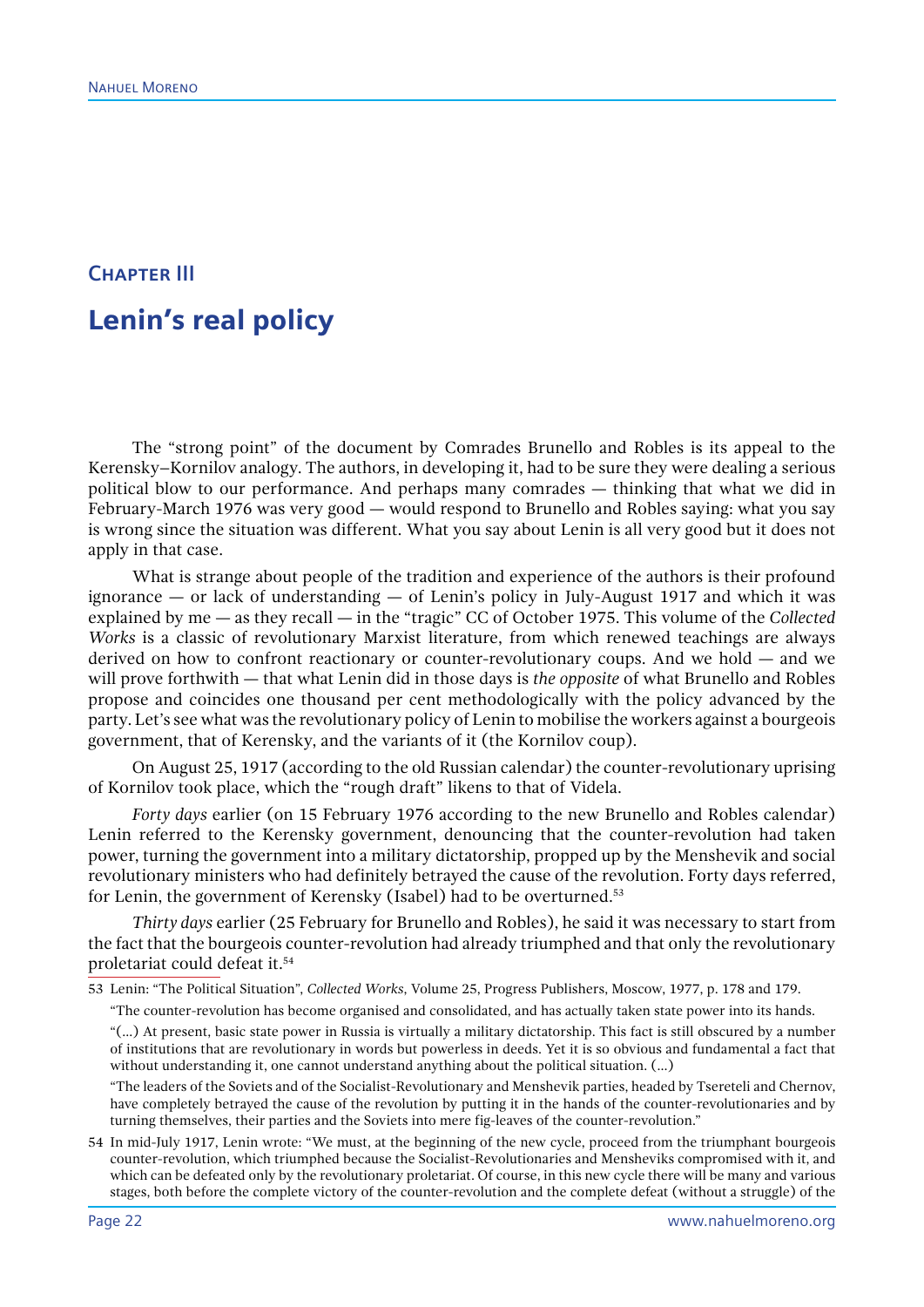## Chapter III

# Lenin's real policy

The "strong point" of the document by Comrades Brunello and Robles is its appeal to the Kerensky–Kornilov analogy. The authors, in developing it, had to be sure they were dealing a serious political blow to our performance. And perhaps many comrades — thinking that what we did in February-March 1976 was very good — would respond to Brunello and Robles saying: what you say is wrong since the situation was different. What you say about Lenin is all very good but it does not apply in that case.

What is strange about people of the tradition and experience of the authors is their profound ignorance — or lack of understanding — of Lenin's policy in July-August 1917 and which it was explained by me — as they recall — in the "tragic" CC of October 1975. This volume of the *Collected Works* is a classic of revolutionary Marxist literature, from which renewed teachings are always derived on how to confront reactionary or counter-revolutionary coups. And we hold — and we will prove forthwith — that what Lenin did in those days is *the opposite* of what Brunello and Robles propose and coincides one thousand per cent methodologically with the policy advanced by the party. Let's see what was the revolutionary policy of Lenin to mobilise the workers against a bourgeois government, that of Kerensky, and the variants of it (the Kornilov coup).

On August 25, 1917 (according to the old Russian calendar) the counter-revolutionary uprising of Kornilov took place, which the "rough draft" likens to that of Videla.

*Forty days* earlier (on 15 February 1976 according to the new Brunello and Robles calendar) Lenin referred to the Kerensky government, denouncing that the counter-revolution had taken power, turning the government into a military dictatorship, propped up by the Menshevik and social revolutionary ministers who had definitely betrayed the cause of the revolution. Forty days referred, for Lenin, the government of Kerensky (Isabel) had to be overturned.[53]

*Thirty days* earlier (25 February for Brunello and Robles), he said it was necessary to start from the fact that the bourgeois counter-revolution had already triumphed and that only the revolutionary proletariat could defeat it.[54]

---

53 Lenin: "The Political Situation", *Collected Works*, Volume 25, Progress Publishers, Moscow, 1977, p. 178 and 179.

"The counter-revolution has become organised and consolidated, and has actually taken state power into its hands.

"(…) At present, basic state power in Russia is virtually a military dictatorship. This fact is still obscured by a number of institutions that are revolutionary in words but powerless in deeds. Yet it is so obvious and fundamental a fact that without understanding it, one cannot understand anything about the political situation. (…)

"The leaders of the Soviets and of the Socialist-Revolutionary and Menshevik parties, headed by Tsereteli and Chernov, have completely betrayed the cause of the revolution by putting it in the hands of the counter-revolutionaries and by turning themselves, their parties and the Soviets into mere fig-leaves of the counter-revolution."

54 In mid-July 1917, Lenin wrote: "We must, at the beginning of the new cycle, proceed from the triumphant bourgeois counter-revolution, which triumphed because the Socialist-Revolutionaries and Mensheviks compromised with it, and which can be defeated only by the revolutionary proletariat. Of course, in this new cycle there will be many and various stages, both before the complete victory of the counter-revolution and the complete defeat (without a struggle) of the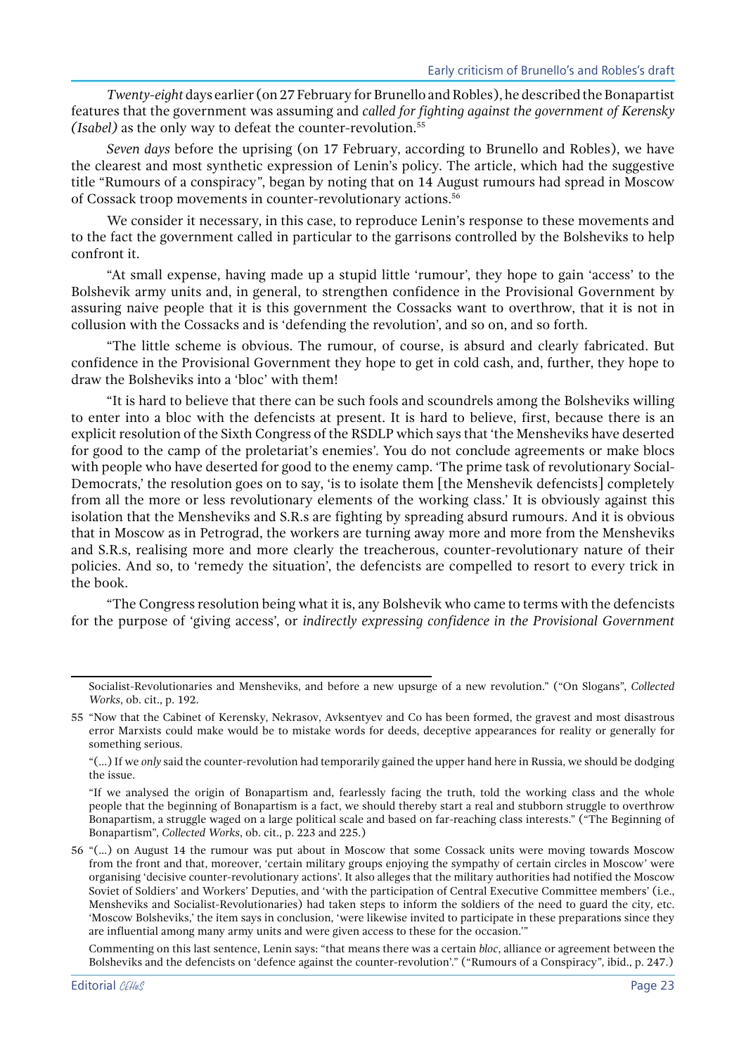*Twenty-eight* days earlier (on 27 February for Brunello and Robles), he described the Bonapartist features that the government was assuming and *called for fighting against the government of Kerensky (Isabel)* as the only way to defeat the counter-revolution.[55]

*Seven days* before the uprising (on 17 February, according to Brunello and Robles), we have the clearest and most synthetic expression of Lenin's policy. The article, which had the suggestive title "Rumours of a conspiracy", began by noting that on 14 August rumours had spread in Moscow of Cossack troop movements in counter-revolutionary actions.[56]

We consider it necessary, in this case, to reproduce Lenin's response to these movements and to the fact the government called in particular to the garrisons controlled by the Bolsheviks to help confront it.

"At small expense, having made up a stupid little 'rumour', they hope to gain 'access' to the Bolshevik army units and, in general, to strengthen confidence in the Provisional Government by assuring naive people that it is this government the Cossacks want to overthrow, that it is not in collusion with the Cossacks and is 'defending the revolution', and so on, and so forth.

"The little scheme is obvious. The rumour, of course, is absurd and clearly fabricated. But confidence in the Provisional Government they hope to get in cold cash, and, further, they hope to draw the Bolsheviks into a 'bloc' with them!

"It is hard to believe that there can be such fools and scoundrels among the Bolsheviks willing to enter into a bloc with the defencists at present. It is hard to believe, first, because there is an explicit resolution of the Sixth Congress of the RSDLP which says that 'the Mensheviks have deserted for good to the camp of the proletariat's enemies'. You do not conclude agreements or make blocs with people who have deserted for good to the enemy camp. 'The prime task of revolutionary Social-Democrats,' the resolution goes on to say, 'is to isolate them [the Menshevik defencists] completely from all the more or less revolutionary elements of the working class.' It is obviously against this isolation that the Mensheviks and S.R.s are fighting by spreading absurd rumours. And it is obvious that in Moscow as in Petrograd, the workers are turning away more and more from the Mensheviks and S.R.s, realising more and more clearly the treacherous, counter-revolutionary nature of their policies. And so, to 'remedy the situation', the defencists are compelled to resort to every trick in the book.

"The Congress resolution being what it is, any Bolshevik who came to terms with the defencists for the purpose of 'giving access', or *indirectly expressing confidence in the Provisional Government*

---

Socialist-Revolutionaries and Mensheviks, and before a new upsurge of a new revolution." ("On Slogans", *Collected Works*, ob. cit., p. 192.

55 "Now that the Cabinet of Kerensky, Nekrasov, Avksentyev and Co has been formed, the gravest and most disastrous error Marxists could make would be to mistake words for deeds, deceptive appearances for reality or generally for something serious.

"(…) If we *only* said the counter-revolution had temporarily gained the upper hand here in Russia, we should be dodging the issue.

"If we analysed the origin of Bonapartism and, fearlessly facing the truth, told the working class and the whole people that the beginning of Bonapartism is a fact, we should thereby start a real and stubborn struggle to overthrow Bonapartism, a struggle waged on a large political scale and based on far-reaching class interests." ("The Beginning of Bonapartism", *Collected Works*, ob. cit., p. 223 and 225.)

56 "(…) on August 14 the rumour was put about in Moscow that some Cossack units were moving towards Moscow from the front and that, moreover, 'certain military groups enjoying the sympathy of certain circles in Moscow' were organising 'decisive counter-revolutionary actions'. It also alleges that the military authorities had notified the Moscow Soviet of Soldiers' and Workers' Deputies, and 'with the participation of Central Executive Committee members' (i.e., Mensheviks and Socialist-Revolutionaries) had taken steps to inform the soldiers of the need to guard the city, etc. 'Moscow Bolsheviks,' the item says in conclusion, 'were likewise invited to participate in these preparations since they are influential among many army units and were given access to these for the occasion.'"

Commenting on this last sentence, Lenin says: "that means there was a certain *bloc*, alliance or agreement between the Bolsheviks and the defencists on 'defence against the counter-revolution'." ("Rumours of a Conspiracy", ibid., p. 247.)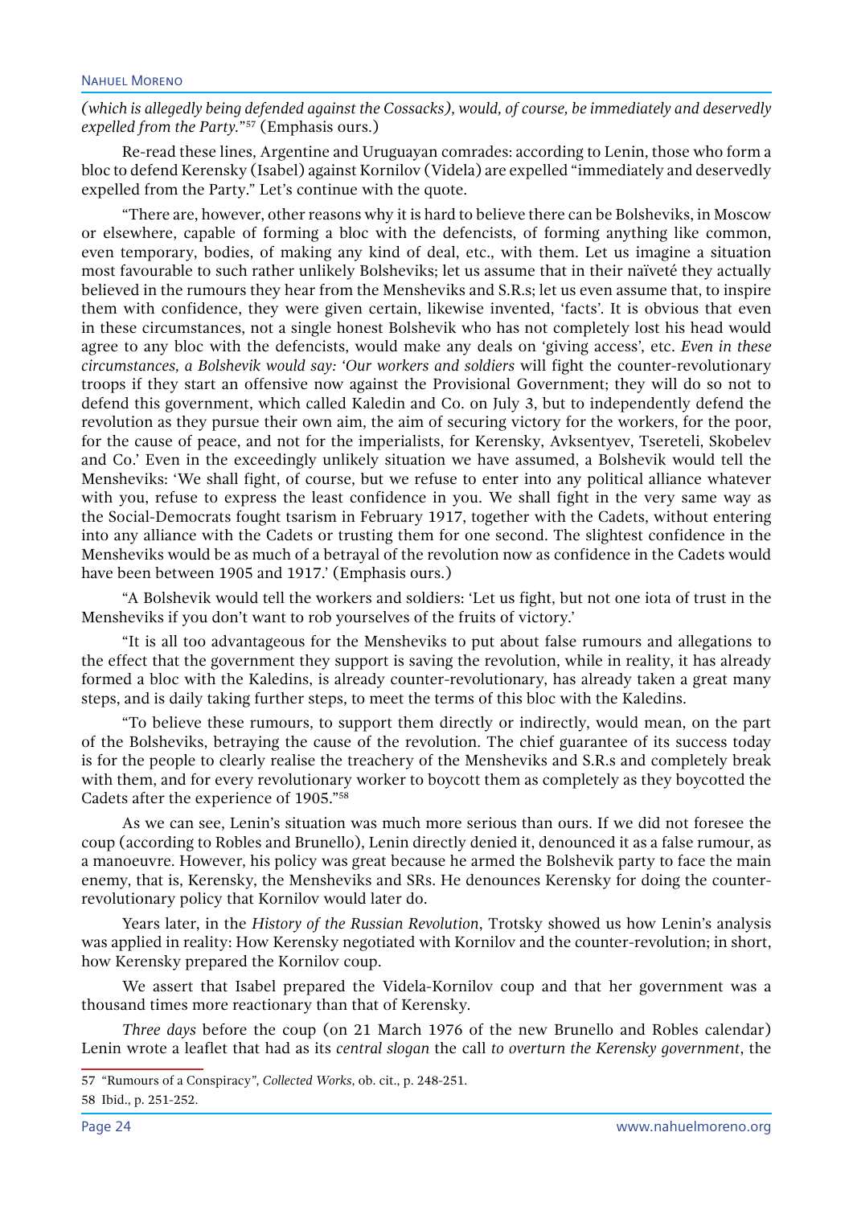*(which is allegedly being defended against the Cossacks), would, of course, be immediately and deservedly expelled from the Party."*[57] (Emphasis ours.)

Re-read these lines, Argentine and Uruguayan comrades: according to Lenin, those who form a bloc to defend Kerensky (Isabel) against Kornilov (Videla) are expelled "immediately and deservedly expelled from the Party." Let's continue with the quote.

"There are, however, other reasons why it is hard to believe there can be Bolsheviks, in Moscow or elsewhere, capable of forming a bloc with the defencists, of forming anything like common, even temporary, bodies, of making any kind of deal, etc., with them. Let us imagine a situation most favourable to such rather unlikely Bolsheviks; let us assume that in their naïveté they actually believed in the rumours they hear from the Mensheviks and S.R.s; let us even assume that, to inspire them with confidence, they were given certain, likewise invented, 'facts'. It is obvious that even in these circumstances, not a single honest Bolshevik who has not completely lost his head would agree to any bloc with the defencists, would make any deals on 'giving access', etc. *Even in these circumstances, a Bolshevik would say: 'Our workers and soldiers* will fight the counter-revolutionary troops if they start an offensive now against the Provisional Government; they will do so not to defend this government, which called Kaledin and Co. on July 3, but to independently defend the revolution as they pursue their own aim, the aim of securing victory for the workers, for the poor, for the cause of peace, and not for the imperialists, for Kerensky, Avksentyev, Tsereteli, Skobelev and Co.' Even in the exceedingly unlikely situation we have assumed, a Bolshevik would tell the Mensheviks: 'We shall fight, of course, but we refuse to enter into any political alliance whatever with you, refuse to express the least confidence in you. We shall fight in the very same way as the Social-Democrats fought tsarism in February 1917, together with the Cadets, without entering into any alliance with the Cadets or trusting them for one second. The slightest confidence in the Mensheviks would be as much of a betrayal of the revolution now as confidence in the Cadets would have been between 1905 and 1917.' (Emphasis ours.)

"A Bolshevik would tell the workers and soldiers: 'Let us fight, but not one iota of trust in the Mensheviks if you don't want to rob yourselves of the fruits of victory.'

"It is all too advantageous for the Mensheviks to put about false rumours and allegations to the effect that the government they support is saving the revolution, while in reality, it has already formed a bloc with the Kaledins, is already counter-revolutionary, has already taken a great many steps, and is daily taking further steps, to meet the terms of this bloc with the Kaledins.

"To believe these rumours, to support them directly or indirectly, would mean, on the part of the Bolsheviks, betraying the cause of the revolution. The chief guarantee of its success today is for the people to clearly realise the treachery of the Mensheviks and S.R.s and completely break with them, and for every revolutionary worker to boycott them as completely as they boycotted the Cadets after the experience of 1905."[58]

As we can see, Lenin's situation was much more serious than ours. If we did not foresee the coup (according to Robles and Brunello), Lenin directly denied it, denounced it as a false rumour, as a manoeuvre. However, his policy was great because he armed the Bolshevik party to face the main enemy, that is, Kerensky, the Mensheviks and SRs. He denounces Kerensky for doing the counter-revolutionary policy that Kornilov would later do.

Years later, in the *History of the Russian Revolution*, Trotsky showed us how Lenin's analysis was applied in reality: How Kerensky negotiated with Kornilov and the counter-revolution; in short, how Kerensky prepared the Kornilov coup.

We assert that Isabel prepared the Videla-Kornilov coup and that her government was a thousand times more reactionary than that of Kerensky.

*Three days* before the coup (on 21 March 1976 of the new Brunello and Robles calendar) Lenin wrote a leaflet that had as its *central slogan* the call *to overturn the Kerensky government*, the

---

57 "Rumours of a Conspiracy", *Collected Works*, ob. cit., p. 248-251.

58 Ibid., p. 251-252.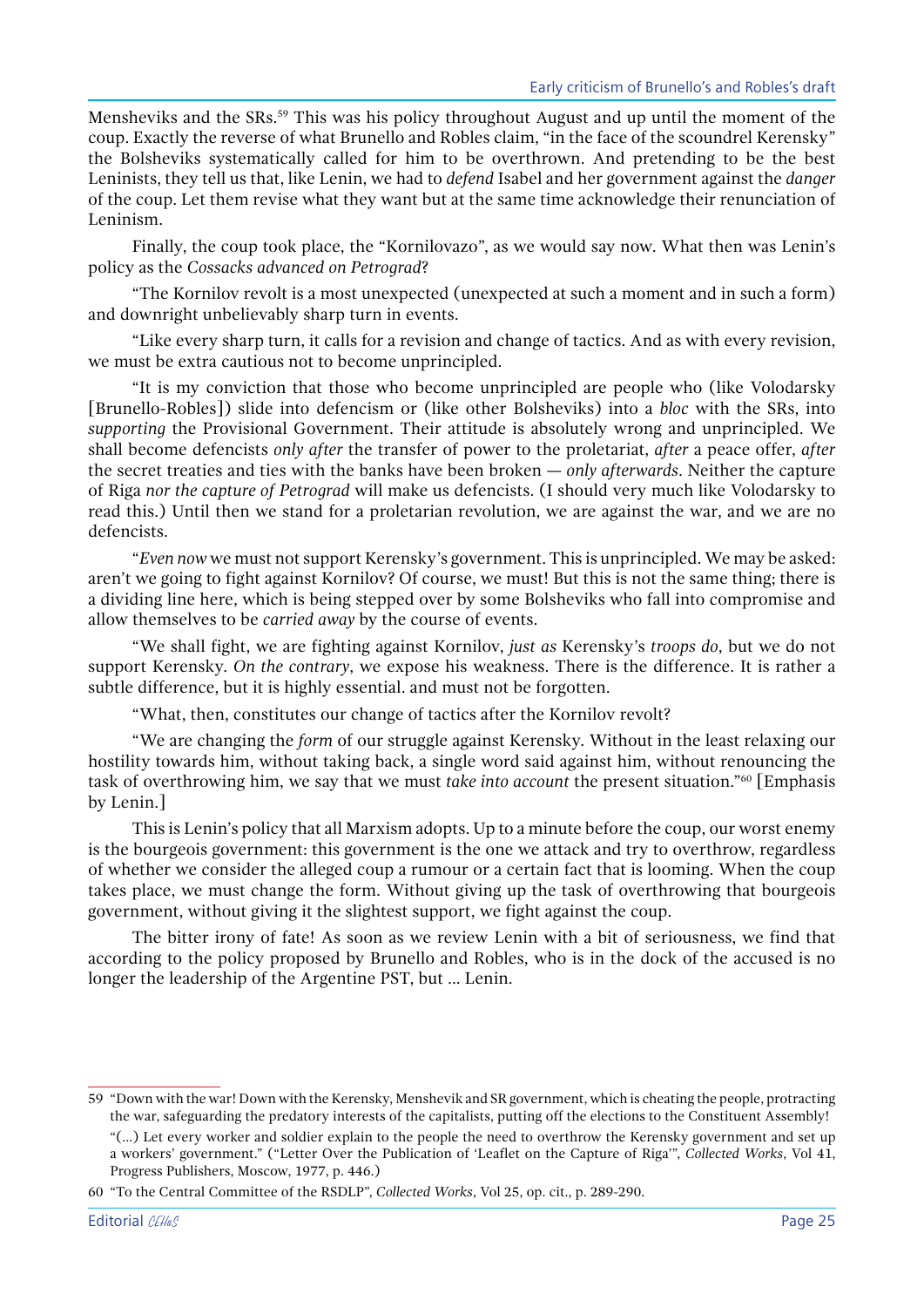Mensheviks and the SRs.[59] This was his policy throughout August and up until the moment of the coup. Exactly the reverse of what Brunello and Robles claim, "in the face of the scoundrel Kerensky" the Bolsheviks systematically called for him to be overthrown. And pretending to be the best Leninists, they tell us that, like Lenin, we had to *defend* Isabel and her government against the *danger* of the coup. Let them revise what they want but at the same time acknowledge their renunciation of Leninism.

Finally, the coup took place, the "Kornilovazo", as we would say now. What then was Lenin's policy as the *Cossacks advanced on Petrograd*?

"The Kornilov revolt is a most unexpected (unexpected at such a moment and in such a form) and downright unbelievably sharp turn in events.

"Like every sharp turn, it calls for a revision and change of tactics. And as with every revision, we must be extra cautious not to become unprincipled.

"It is my conviction that those who become unprincipled are people who (like Volodarsky [Brunello-Robles]) slide into defencism or (like other Bolsheviks) into a *bloc* with the SRs, into *supporting* the Provisional Government. Their attitude is absolutely wrong and unprincipled. We shall become defencists *only after* the transfer of power to the proletariat, *after* a peace offer, *after* the secret treaties and ties with the banks have been broken — *only afterwards*. Neither the capture of Riga *nor the capture of Petrograd* will make us defencists. (I should very much like Volodarsky to read this.) Until then we stand for a proletarian revolution, we are against the war, and we are no defencists.

"*Even now* we must not support Kerensky's government. This is unprincipled. We may be asked: aren't we going to fight against Kornilov? Of course, we must! But this is not the same thing; there is a dividing line here, which is being stepped over by some Bolsheviks who fall into compromise and allow themselves to be *carried away* by the course of events.

"We shall fight, we are fighting against Kornilov, *just as* Kerensky's *troops do*, but we do not support Kerensky. *On the contrary*, we expose his weakness. There is the difference. It is rather a subtle difference, but it is highly essential. and must not be forgotten.

"What, then, constitutes our change of tactics after the Kornilov revolt?

"We are changing the *form* of our struggle against Kerensky. Without in the least relaxing our hostility towards him, without taking back, a single word said against him, without renouncing the task of overthrowing him, we say that we must *take into account* the present situation."[60] [Emphasis by Lenin.]

This is Lenin's policy that all Marxism adopts. Up to a minute before the coup, our worst enemy is the bourgeois government: this government is the one we attack and try to overthrow, regardless of whether we consider the alleged coup a rumour or a certain fact that is looming. When the coup takes place, we must change the form. Without giving up the task of overthrowing that bourgeois government, without giving it the slightest support, we fight against the coup.

The bitter irony of fate! As soon as we review Lenin with a bit of seriousness, we find that according to the policy proposed by Brunello and Robles, who is in the dock of the accused is no longer the leadership of the Argentine PST, but ... Lenin.

---

59 "Down with the war! Down with the Kerensky, Menshevik and SR government, which is cheating the people, protracting the war, safeguarding the predatory interests of the capitalists, putting off the elections to the Constituent Assembly!

"(...) Let every worker and soldier explain to the people the need to overthrow the Kerensky government and set up a workers' government." ("Letter Over the Publication of 'Leaflet on the Capture of Riga'", *Collected Works*, Vol 41, Progress Publishers, Moscow, 1977, p. 446.)

60 "To the Central Committee of the RSDLP", *Collected Works*, Vol 25, op. cit., p. 289-290.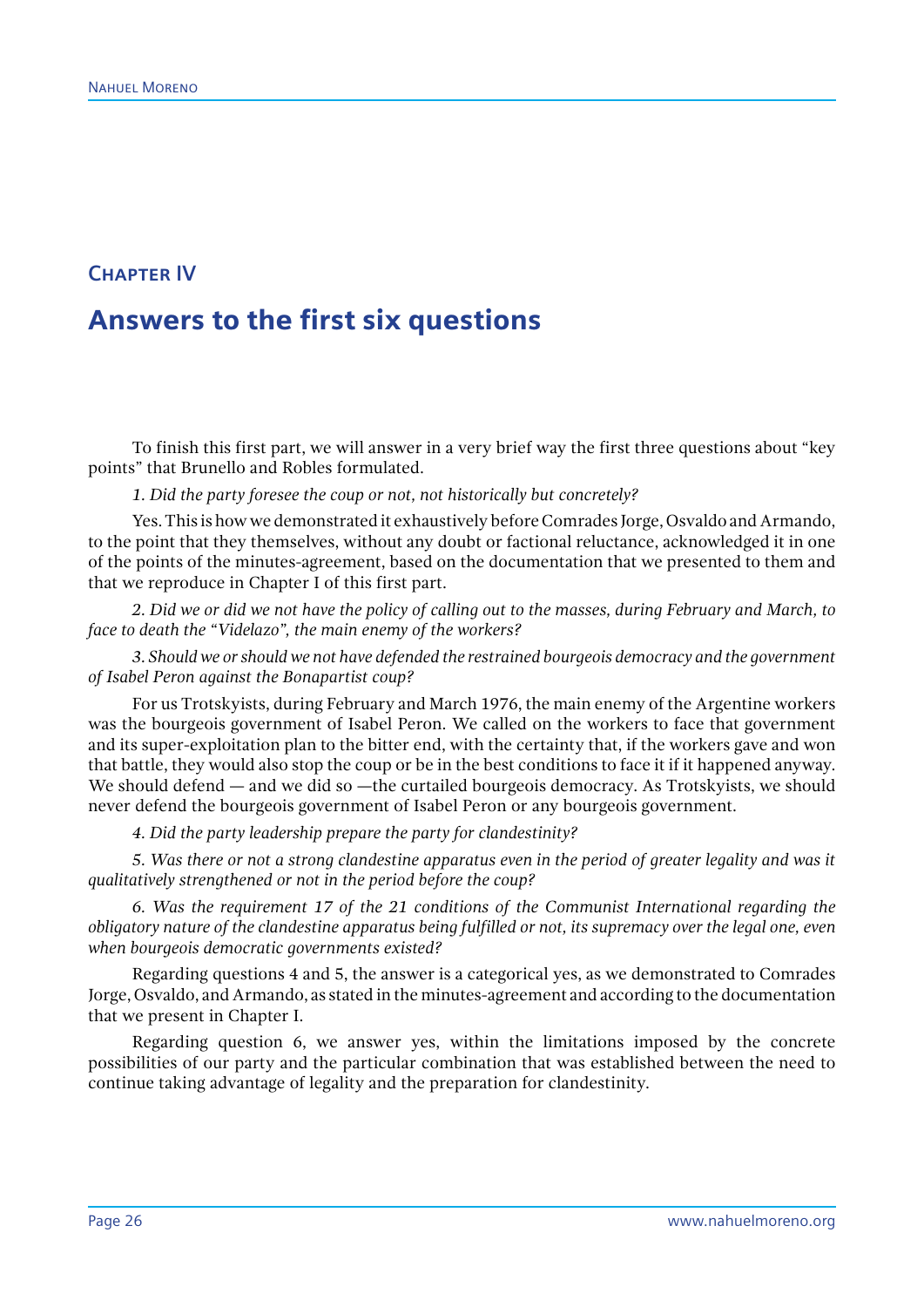## Chapter IV

# Answers to the first six questions

To finish this first part, we will answer in a very brief way the first three questions about "key points" that Brunello and Robles formulated.

*1. Did the party foresee the coup or not, not historically but concretely?*

Yes. This is how we demonstrated it exhaustively before Comrades Jorge, Osvaldo and Armando, to the point that they themselves, without any doubt or factional reluctance, acknowledged it in one of the points of the minutes-agreement, based on the documentation that we presented to them and that we reproduce in Chapter I of this first part.

*2. Did we or did we not have the policy of calling out to the masses, during February and March, to face to death the "Videlazo", the main enemy of the workers?*

*3. Should we or should we not have defended the restrained bourgeois democracy and the government of Isabel Peron against the Bonapartist coup?*

For us Trotskyists, during February and March 1976, the main enemy of the Argentine workers was the bourgeois government of Isabel Peron. We called on the workers to face that government and its super-exploitation plan to the bitter end, with the certainty that, if the workers gave and won that battle, they would also stop the coup or be in the best conditions to face it if it happened anyway. We should defend — and we did so —the curtailed bourgeois democracy. As Trotskyists, we should never defend the bourgeois government of Isabel Peron or any bourgeois government.

*4. Did the party leadership prepare the party for clandestinity?*

*5. Was there or not a strong clandestine apparatus even in the period of greater legality and was it qualitatively strengthened or not in the period before the coup?*

*6. Was the requirement 17 of the 21 conditions of the Communist International regarding the obligatory nature of the clandestine apparatus being fulfilled or not, its supremacy over the legal one, even when bourgeois democratic governments existed?*

Regarding questions 4 and 5, the answer is a categorical yes, as we demonstrated to Comrades Jorge, Osvaldo, and Armando, as stated in the minutes-agreement and according to the documentation that we present in Chapter I.

Regarding question 6, we answer yes, within the limitations imposed by the concrete possibilities of our party and the particular combination that was established between the need to continue taking advantage of legality and the preparation for clandestinity.